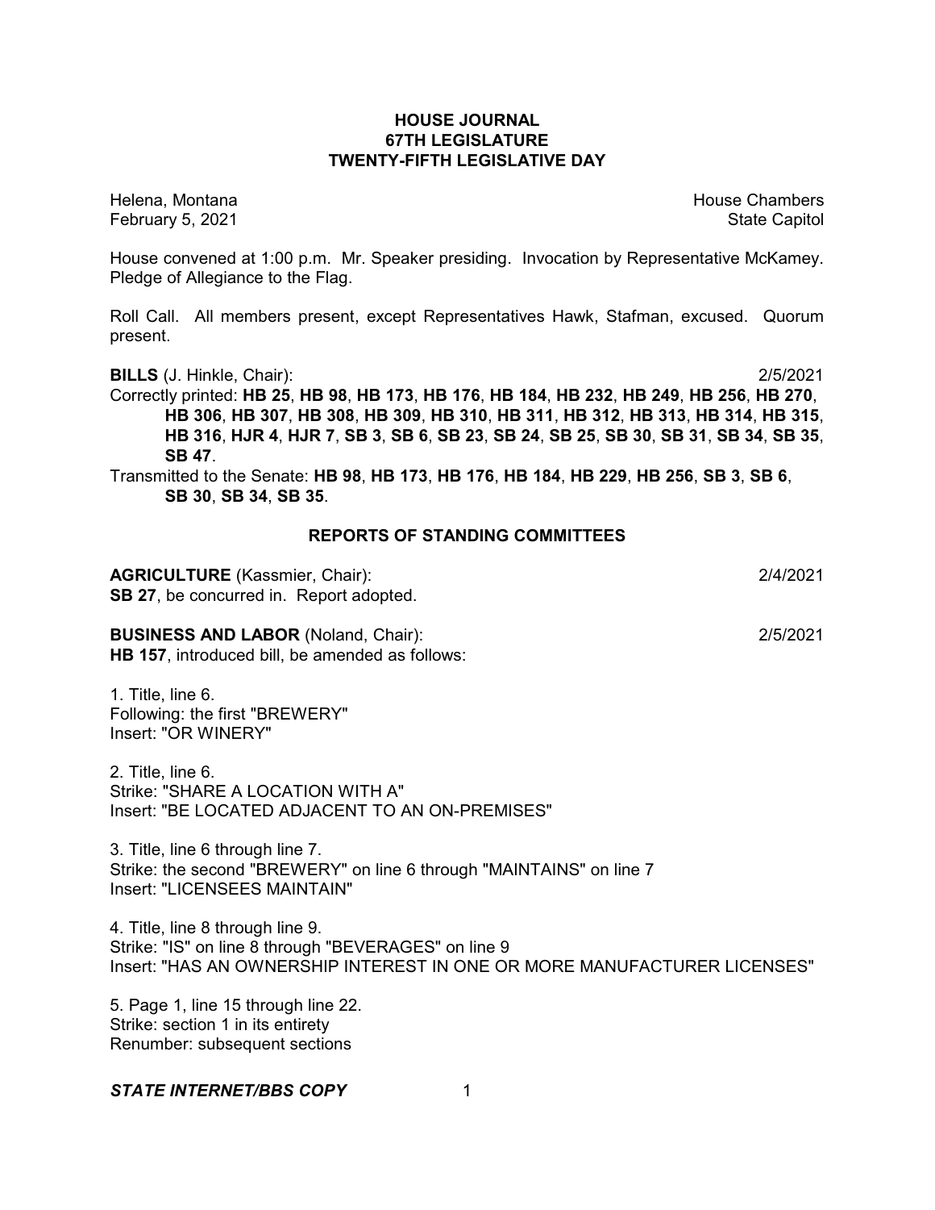# HOUSE JOURNAL
## 67TH LEGISLATURE
## TWENTY-FIFTH LEGISLATIVE DAY

Helena, Montana | House Chambers
February 5, 2021 | State Capitol

House convened at 1:00 p.m. Mr. Speaker presiding. Invocation by Representative McKamey. Pledge of Allegiance to the Flag.

Roll Call. All members present, except Representatives Hawk, Stafman, excused. Quorum present.

**BILLS** (J. Hinkle, Chair): 2/5/2021

Correctly printed: **HB 25**, **HB 98**, **HB 173**, **HB 176**, **HB 184**, **HB 232**, **HB 249**, **HB 256**, **HB 270**, **HB 306**, **HB 307**, **HB 308**, **HB 309**, **HB 310**, **HB 311**, **HB 312**, **HB 313**, **HB 314**, **HB 315**, **HB 316**, **HJR 4**, **HJR 7**, **SB 3**, **SB 6**, **SB 23**, **SB 24**, **SB 25**, **SB 30**, **SB 31**, **SB 34**, **SB 35**, **SB 47**.

Transmitted to the Senate: **HB 98**, **HB 173**, **HB 176**, **HB 184**, **HB 229**, **HB 256**, **SB 3**, **SB 6**, **SB 30**, **SB 34**, **SB 35**.

## REPORTS OF STANDING COMMITTEES

**AGRICULTURE** (Kassmier, Chair): 2/4/2021

**SB 27**, be concurred in. Report adopted.

**BUSINESS AND LABOR** (Noland, Chair): 2/5/2021

**HB 157**, introduced bill, be amended as follows:

1. Title, line 6.
Following: the first "BREWERY"
Insert: "OR WINERY"

2. Title, line 6.
Strike: "SHARE A LOCATION WITH A"
Insert: "BE LOCATED ADJACENT TO AN ON-PREMISES"

3. Title, line 6 through line 7.
Strike: the second "BREWERY" on line 6 through "MAINTAINS" on line 7
Insert: "LICENSEES MAINTAIN"

4. Title, line 8 through line 9.
Strike: "IS" on line 8 through "BEVERAGES" on line 9
Insert: "HAS AN OWNERSHIP INTEREST IN ONE OR MORE MANUFACTURER LICENSES"

5. Page 1, line 15 through line 22.
Strike: section 1 in its entirety
Renumber: subsequent sections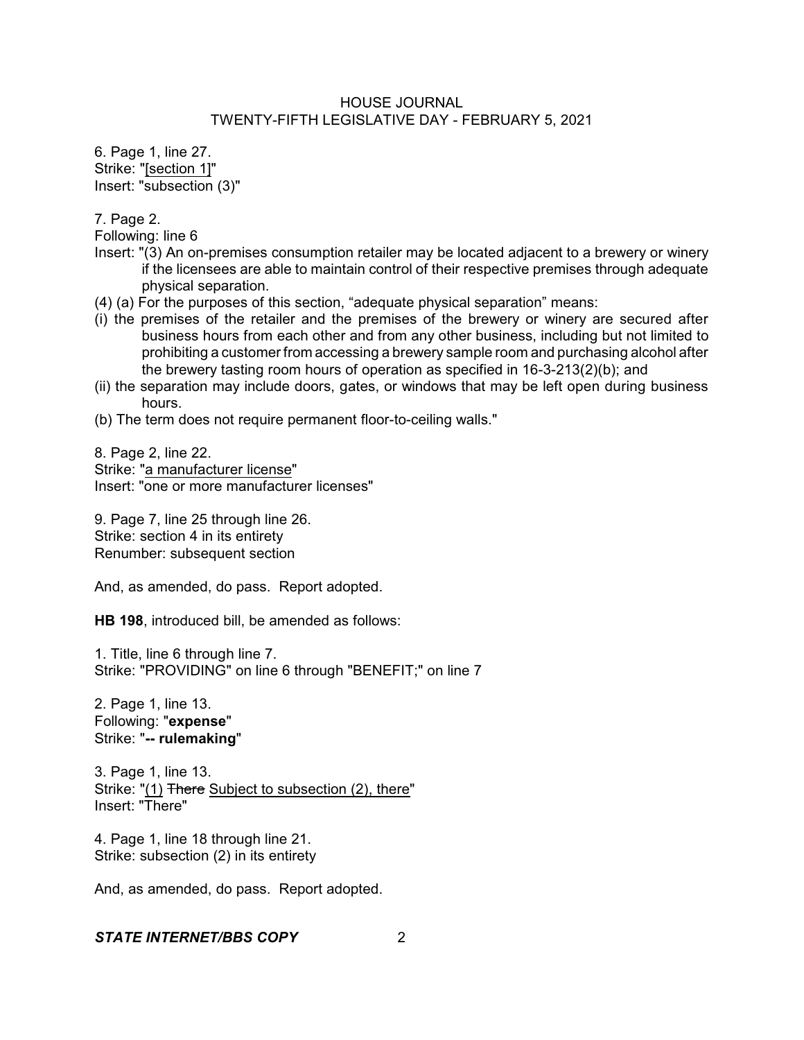6. Page 1, line 27.
Strike: "[section 1]"
Insert: "subsection (3)"

7. Page 2.
Following: line 6
Insert: "(3) An on-premises consumption retailer may be located adjacent to a brewery or winery if the licensees are able to maintain control of their respective premises through adequate physical separation.
(4) (a) For the purposes of this section, “adequate physical separation” means:
(i) the premises of the retailer and the premises of the brewery or winery are secured after business hours from each other and from any other business, including but not limited to prohibiting a customer from accessing a brewery sample room and purchasing alcohol after the brewery tasting room hours of operation as specified in 16-3-213(2)(b); and
(ii) the separation may include doors, gates, or windows that may be left open during business hours.
(b) The term does not require permanent floor-to-ceiling walls."

8. Page 2, line 22.
Strike: "a manufacturer license"
Insert: "one or more manufacturer licenses"

9. Page 7, line 25 through line 26.
Strike: section 4 in its entirety
Renumber: subsequent section

And, as amended, do pass. Report adopted.

**HB 198**, introduced bill, be amended as follows:

1. Title, line 6 through line 7.
Strike: "PROVIDING" on line 6 through "BENEFIT;" on line 7

2. Page 1, line 13.
Following: "**expense**"
Strike: "**-- rulemaking**"

3. Page 1, line 13.
Strike: "(1) ~~There~~ Subject to subsection (2), there"
Insert: "There"

4. Page 1, line 18 through line 21.
Strike: subsection (2) in its entirety

And, as amended, do pass. Report adopted.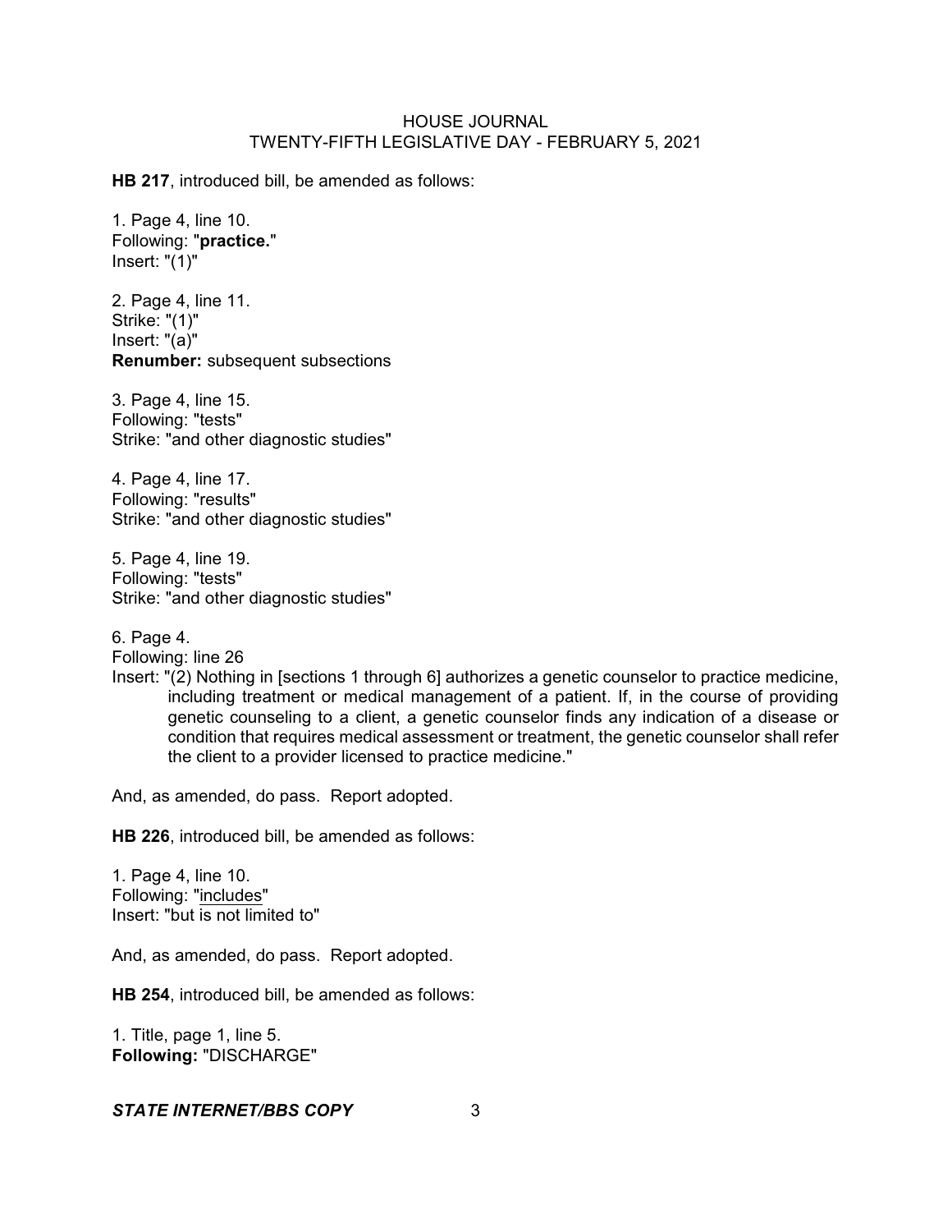**HB 217**, introduced bill, be amended as follows:

1. Page 4, line 10.
Following: "**practice.**"
Insert: "(1)"

2. Page 4, line 11.
Strike: "(1)"
Insert: "(a)"
**Renumber:** subsequent subsections

3. Page 4, line 15.
Following: "tests"
Strike: "and other diagnostic studies"

4. Page 4, line 17.
Following: "results"
Strike: "and other diagnostic studies"

5. Page 4, line 19.
Following: "tests"
Strike: "and other diagnostic studies"

6. Page 4.
Following: line 26
Insert: "(2) Nothing in [sections 1 through 6] authorizes a genetic counselor to practice medicine, including treatment or medical management of a patient. If, in the course of providing genetic counseling to a client, a genetic counselor finds any indication of a disease or condition that requires medical assessment or treatment, the genetic counselor shall refer the client to a provider licensed to practice medicine."

And, as amended, do pass. Report adopted.

**HB 226**, introduced bill, be amended as follows:

1. Page 4, line 10.
Following: "<u>includes</u>"
Insert: "but is not limited to"

And, as amended, do pass. Report adopted.

**HB 254**, introduced bill, be amended as follows:

1. Title, page 1, line 5.
**Following:** "DISCHARGE"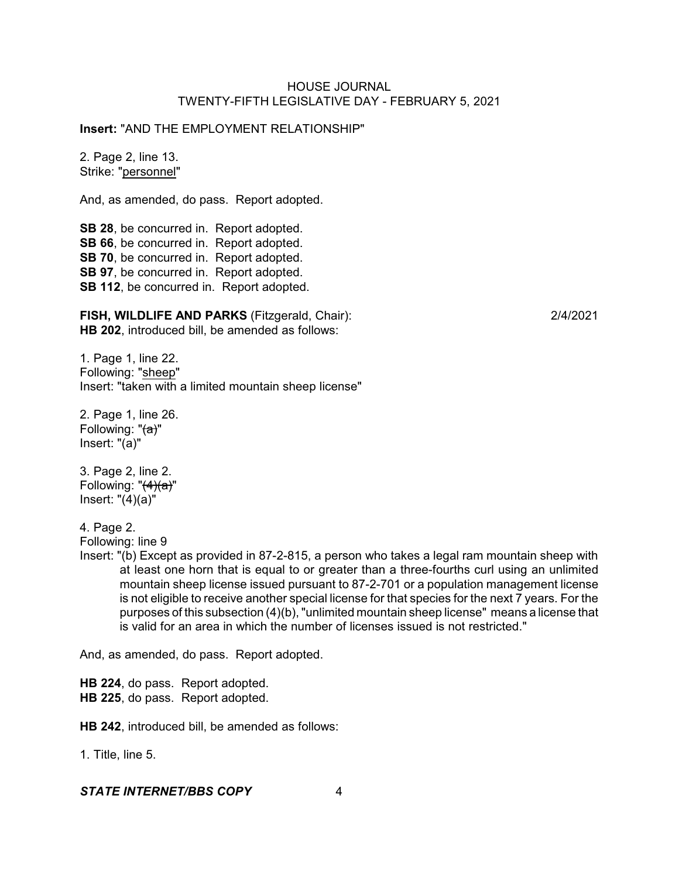**Insert:** "AND THE EMPLOYMENT RELATIONSHIP"

2. Page 2, line 13.
Strike: "<u>personnel</u>"

And, as amended, do pass. Report adopted.

**SB 28**, be concurred in. Report adopted.
**SB 66**, be concurred in. Report adopted.
**SB 70**, be concurred in. Report adopted.
**SB 97**, be concurred in. Report adopted.
**SB 112**, be concurred in. Report adopted.

**FISH, WILDLIFE AND PARKS** (Fitzgerald, Chair): 2/4/2021
**HB 202**, introduced bill, be amended as follows:

1. Page 1, line 22.
Following: "<u>sheep</u>"
Insert: "taken with a limited mountain sheep license"

2. Page 1, line 26.
Following: "~~(a)~~"
Insert: "(a)"

3. Page 2, line 2.
Following: "~~(4)(a)~~"
Insert: "(4)(a)"

4. Page 2.
Following: line 9
Insert: "(b) Except as provided in 87-2-815, a person who takes a legal ram mountain sheep with at least one horn that is equal to or greater than a three-fourths curl using an unlimited mountain sheep license issued pursuant to 87-2-701 or a population management license is not eligible to receive another special license for that species for the next 7 years. For the purposes of this subsection (4)(b), "unlimited mountain sheep license" means a license that is valid for an area in which the number of licenses issued is not restricted."

And, as amended, do pass. Report adopted.

**HB 224**, do pass. Report adopted.
**HB 225**, do pass. Report adopted.

**HB 242**, introduced bill, be amended as follows:

1. Title, line 5.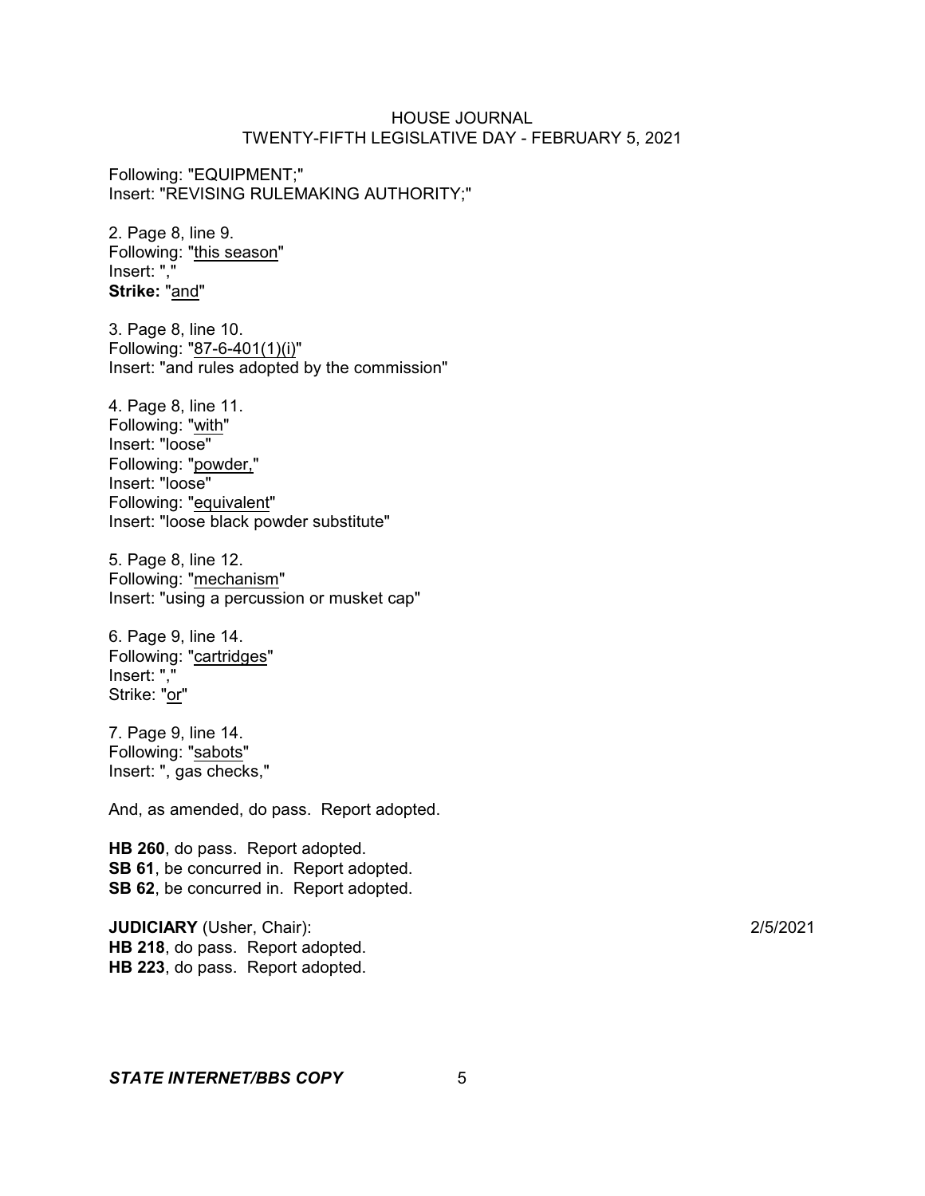Following: "EQUIPMENT;"
Insert: "REVISING RULEMAKING AUTHORITY;"

2. Page 8, line 9.
Following: "<u>this season</u>"
Insert: ","
**Strike:** "<u>and</u>"

3. Page 8, line 10.
Following: "<u>87-6-401(1)(i)</u>"
Insert: "and rules adopted by the commission"

4. Page 8, line 11.
Following: "<u>with</u>"
Insert: "loose"
Following: "<u>powder,</u>"
Insert: "loose"
Following: "<u>equivalent</u>"
Insert: "loose black powder substitute"

5. Page 8, line 12.
Following: "<u>mechanism</u>"
Insert: "using a percussion or musket cap"

6. Page 9, line 14.
Following: "<u>cartridges</u>"
Insert: ","
Strike: "<u>or</u>"

7. Page 9, line 14.
Following: "<u>sabots</u>"
Insert: ", gas checks,"

And, as amended, do pass. Report adopted.

**HB 260**, do pass. Report adopted.
**SB 61**, be concurred in. Report adopted.
**SB 62**, be concurred in. Report adopted.

**JUDICIARY** (Usher, Chair): 2/5/2021
**HB 218**, do pass. Report adopted.
**HB 223**, do pass. Report adopted.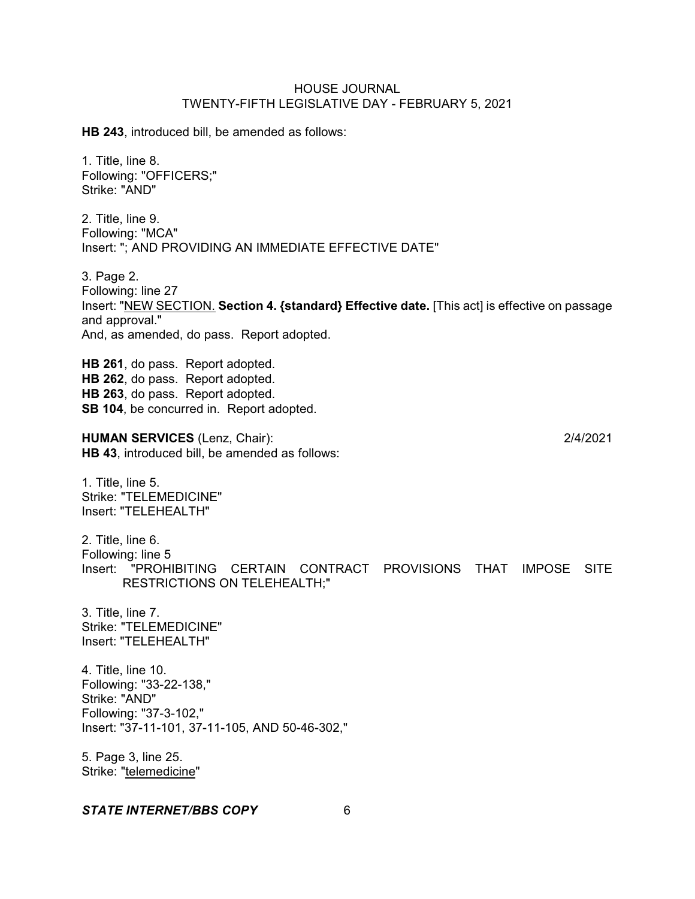**HB 243**, introduced bill, be amended as follows:

1. Title, line 8.
Following: "OFFICERS;"
Strike: "AND"

2. Title, line 9.
Following: "MCA"
Insert: "; AND PROVIDING AN IMMEDIATE EFFECTIVE DATE"

3. Page 2.
Following: line 27
Insert: "<u>NEW SECTION.</u> **Section 4. {standard} Effective date.** [This act] is effective on passage and approval."
And, as amended, do pass. Report adopted.

**HB 261**, do pass. Report adopted.
**HB 262**, do pass. Report adopted.
**HB 263**, do pass. Report adopted.
**SB 104**, be concurred in. Report adopted.

**HUMAN SERVICES** (Lenz, Chair): 2/4/2021
**HB 43**, introduced bill, be amended as follows:

1. Title, line 5.
Strike: "TELEMEDICINE"
Insert: "TELEHEALTH"

2. Title, line 6.
Following: line 5
Insert: "PROHIBITING CERTAIN CONTRACT PROVISIONS THAT IMPOSE SITE RESTRICTIONS ON TELEHEALTH;"

3. Title, line 7.
Strike: "TELEMEDICINE"
Insert: "TELEHEALTH"

4. Title, line 10.
Following: "33-22-138,"
Strike: "AND"
Following: "37-3-102,"
Insert: "37-11-101, 37-11-105, AND 50-46-302,"

5. Page 3, line 25.
Strike: "<u>telemedicine</u>"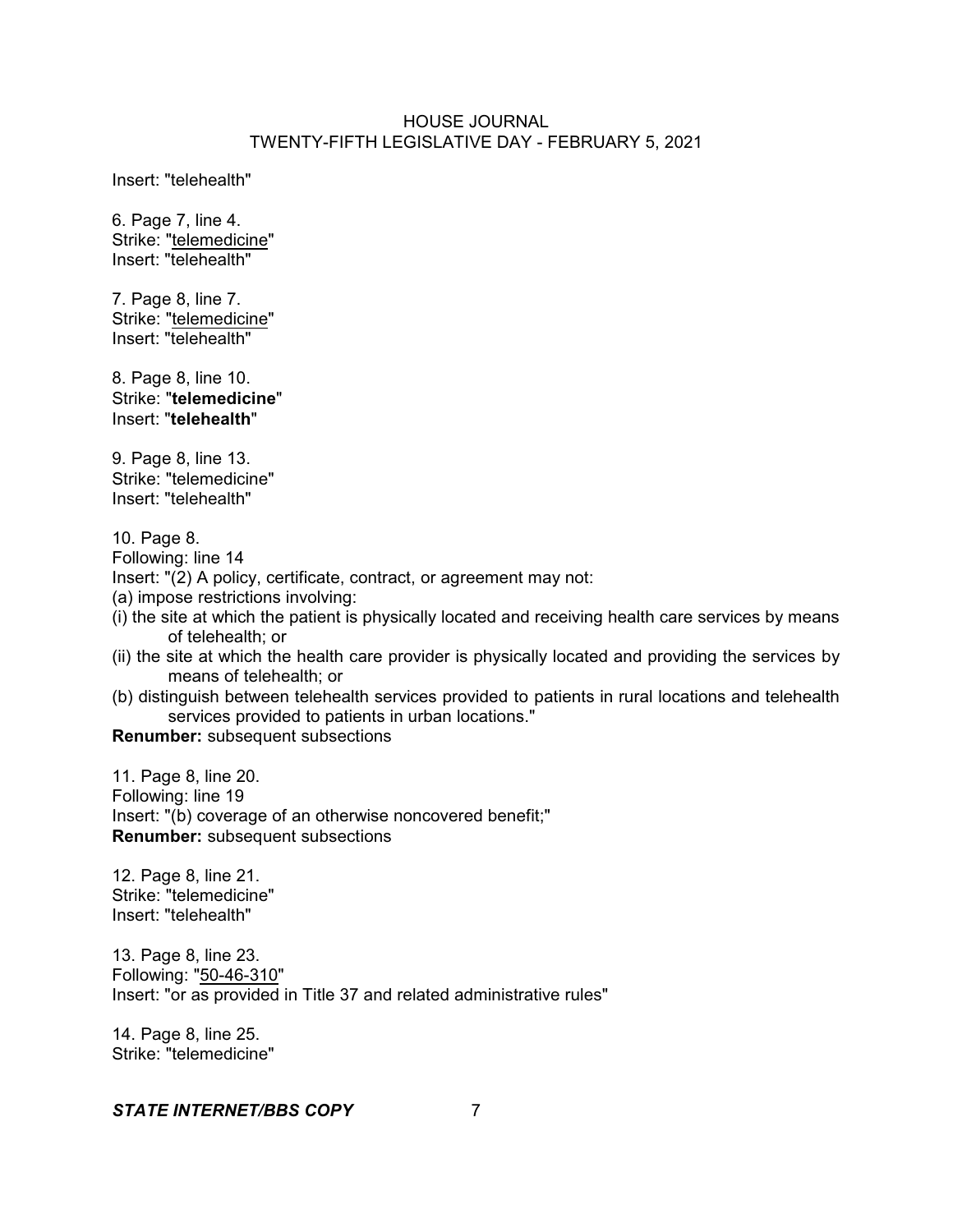Insert: "telehealth"

6. Page 7, line 4.
Strike: "telemedicine"
Insert: "telehealth"

7. Page 8, line 7.
Strike: "telemedicine"
Insert: "telehealth"

8. Page 8, line 10.
Strike: "**telemedicine**"
Insert: "**telehealth**"

9. Page 8, line 13.
Strike: "telemedicine"
Insert: "telehealth"

10. Page 8.
Following: line 14
Insert: "(2) A policy, certificate, contract, or agreement may not:
(a) impose restrictions involving:
(i) the site at which the patient is physically located and receiving health care services by means of telehealth; or
(ii) the site at which the health care provider is physically located and providing the services by means of telehealth; or
(b) distinguish between telehealth services provided to patients in rural locations and telehealth services provided to patients in urban locations."
**Renumber:** subsequent subsections

11. Page 8, line 20.
Following: line 19
Insert: "(b) coverage of an otherwise noncovered benefit;"
**Renumber:** subsequent subsections

12. Page 8, line 21.
Strike: "telemedicine"
Insert: "telehealth"

13. Page 8, line 23.
Following: "50-46-310"
Insert: "or as provided in Title 37 and related administrative rules"

14. Page 8, line 25.
Strike: "telemedicine"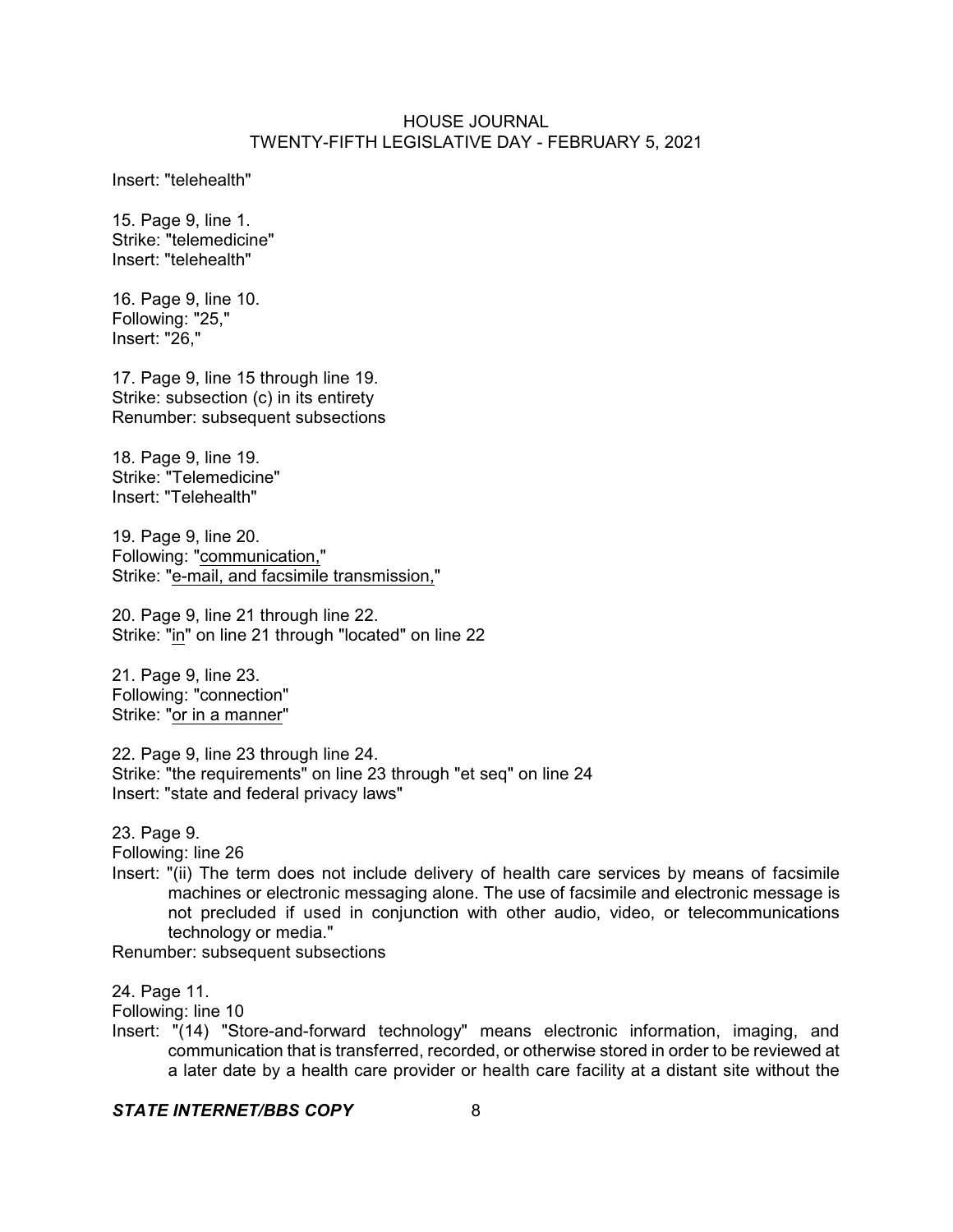Insert: "telehealth"

15. Page 9, line 1.
Strike: "telemedicine"
Insert: "telehealth"

16. Page 9, line 10.
Following: "25,"
Insert: "26,"

17. Page 9, line 15 through line 19.
Strike: subsection (c) in its entirety
Renumber: subsequent subsections

18. Page 9, line 19.
Strike: "Telemedicine"
Insert: "Telehealth"

19. Page 9, line 20.
Following: "communication,"
Strike: "e-mail, and facsimile transmission,"

20. Page 9, line 21 through line 22.
Strike: "in" on line 21 through "located" on line 22

21. Page 9, line 23.
Following: "connection"
Strike: "or in a manner"

22. Page 9, line 23 through line 24.
Strike: "the requirements" on line 23 through "et seq" on line 24
Insert: "state and federal privacy laws"

23. Page 9.
Following: line 26
Insert: "(ii) The term does not include delivery of health care services by means of facsimile machines or electronic messaging alone. The use of facsimile and electronic message is not precluded if used in conjunction with other audio, video, or telecommunications technology or media."
Renumber: subsequent subsections

24. Page 11.
Following: line 10
Insert: "(14) "Store-and-forward technology" means electronic information, imaging, and communication that is transferred, recorded, or otherwise stored in order to be reviewed at a later date by a health care provider or health care facility at a distant site without the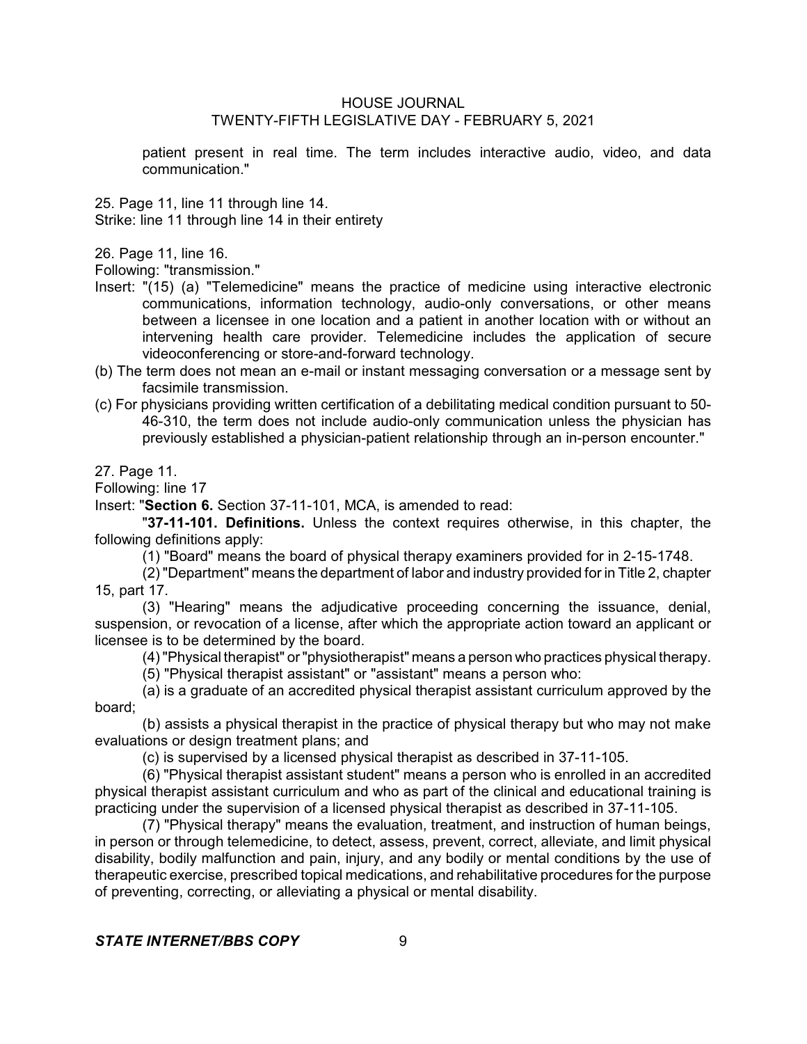patient present in real time. The term includes interactive audio, video, and data communication."

25. Page 11, line 11 through line 14.
Strike: line 11 through line 14 in their entirety

26. Page 11, line 16.
Following: "transmission."
Insert: "(15) (a) "Telemedicine" means the practice of medicine using interactive electronic communications, information technology, audio-only conversations, or other means between a licensee in one location and a patient in another location with or without an intervening health care provider. Telemedicine includes the application of secure videoconferencing or store-and-forward technology.
(b) The term does not mean an e-mail or instant messaging conversation or a message sent by facsimile transmission.
(c) For physicians providing written certification of a debilitating medical condition pursuant to 50-46-310, the term does not include audio-only communication unless the physician has previously established a physician-patient relationship through an in-person encounter."

27. Page 11.
Following: line 17
Insert: "**Section 6.** Section 37-11-101, MCA, is amended to read:

"**37-11-101. Definitions.** Unless the context requires otherwise, in this chapter, the following definitions apply:

(1) "Board" means the board of physical therapy examiners provided for in 2-15-1748.

(2) "Department" means the department of labor and industry provided for in Title 2, chapter 15, part 17.

(3) "Hearing" means the adjudicative proceeding concerning the issuance, denial, suspension, or revocation of a license, after which the appropriate action toward an applicant or licensee is to be determined by the board.

(4) "Physical therapist" or "physiotherapist" means a person who practices physical therapy.

(5) "Physical therapist assistant" or "assistant" means a person who:

(a) is a graduate of an accredited physical therapist assistant curriculum approved by the board;

(b) assists a physical therapist in the practice of physical therapy but who may not make evaluations or design treatment plans; and

(c) is supervised by a licensed physical therapist as described in 37-11-105.

(6) "Physical therapist assistant student" means a person who is enrolled in an accredited physical therapist assistant curriculum and who as part of the clinical and educational training is practicing under the supervision of a licensed physical therapist as described in 37-11-105.

(7) "Physical therapy" means the evaluation, treatment, and instruction of human beings, in person or through telemedicine, to detect, assess, prevent, correct, alleviate, and limit physical disability, bodily malfunction and pain, injury, and any bodily or mental conditions by the use of therapeutic exercise, prescribed topical medications, and rehabilitative procedures for the purpose of preventing, correcting, or alleviating a physical or mental disability.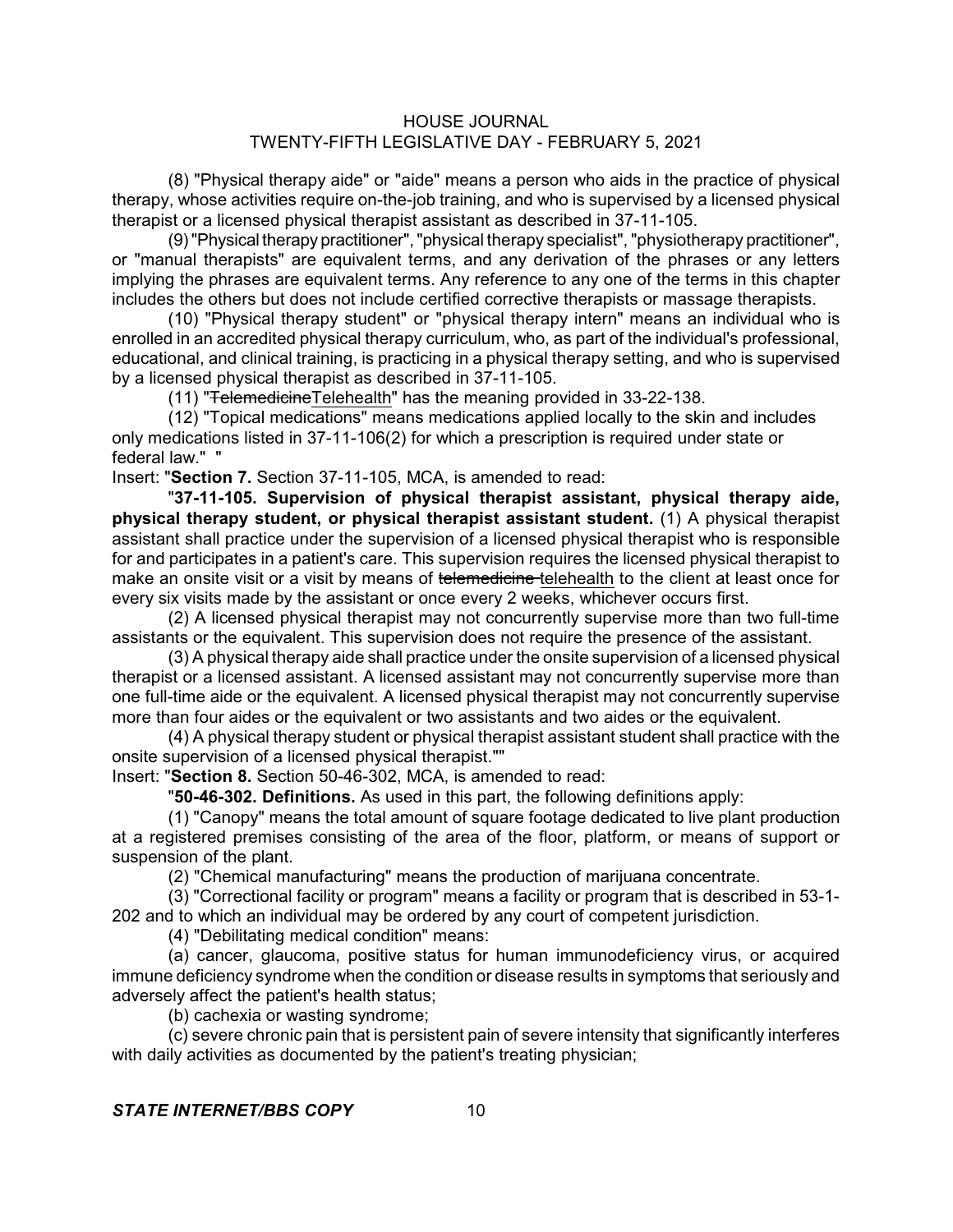(8) "Physical therapy aide" or "aide" means a person who aids in the practice of physical therapy, whose activities require on-the-job training, and who is supervised by a licensed physical therapist or a licensed physical therapist assistant as described in 37-11-105.

(9) "Physical therapy practitioner", "physical therapy specialist", "physiotherapy practitioner", or "manual therapists" are equivalent terms, and any derivation of the phrases or any letters implying the phrases are equivalent terms. Any reference to any one of the terms in this chapter includes the others but does not include certified corrective therapists or massage therapists.

(10) "Physical therapy student" or "physical therapy intern" means an individual who is enrolled in an accredited physical therapy curriculum, who, as part of the individual's professional, educational, and clinical training, is practicing in a physical therapy setting, and who is supervised by a licensed physical therapist as described in 37-11-105.

(11) "~~Telemedicine~~<u>Telehealth</u>" has the meaning provided in 33-22-138.

(12) "Topical medications" means medications applied locally to the skin and includes only medications listed in 37-11-106(2) for which a prescription is required under state or federal law." "

Insert: "**Section 7.** Section 37-11-105, MCA, is amended to read:

"**37-11-105. Supervision of physical therapist assistant, physical therapy aide, physical therapy student, or physical therapist assistant student.** (1) A physical therapist assistant shall practice under the supervision of a licensed physical therapist who is responsible for and participates in a patient's care. This supervision requires the licensed physical therapist to make an onsite visit or a visit by means of ~~telemedicine~~ <u>telehealth</u> to the client at least once for every six visits made by the assistant or once every 2 weeks, whichever occurs first.

(2) A licensed physical therapist may not concurrently supervise more than two full-time assistants or the equivalent. This supervision does not require the presence of the assistant.

(3) A physical therapy aide shall practice under the onsite supervision of a licensed physical therapist or a licensed assistant. A licensed assistant may not concurrently supervise more than one full-time aide or the equivalent. A licensed physical therapist may not concurrently supervise more than four aides or the equivalent or two assistants and two aides or the equivalent.

(4) A physical therapy student or physical therapist assistant student shall practice with the onsite supervision of a licensed physical therapist.""

Insert: "**Section 8.** Section 50-46-302, MCA, is amended to read:

"**50-46-302. Definitions.** As used in this part, the following definitions apply:

(1) "Canopy" means the total amount of square footage dedicated to live plant production at a registered premises consisting of the area of the floor, platform, or means of support or suspension of the plant.

(2) "Chemical manufacturing" means the production of marijuana concentrate.

(3) "Correctional facility or program" means a facility or program that is described in 53-1-202 and to which an individual may be ordered by any court of competent jurisdiction.

(4) "Debilitating medical condition" means:

(a) cancer, glaucoma, positive status for human immunodeficiency virus, or acquired immune deficiency syndrome when the condition or disease results in symptoms that seriously and adversely affect the patient's health status;

(b) cachexia or wasting syndrome;

(c) severe chronic pain that is persistent pain of severe intensity that significantly interferes with daily activities as documented by the patient's treating physician;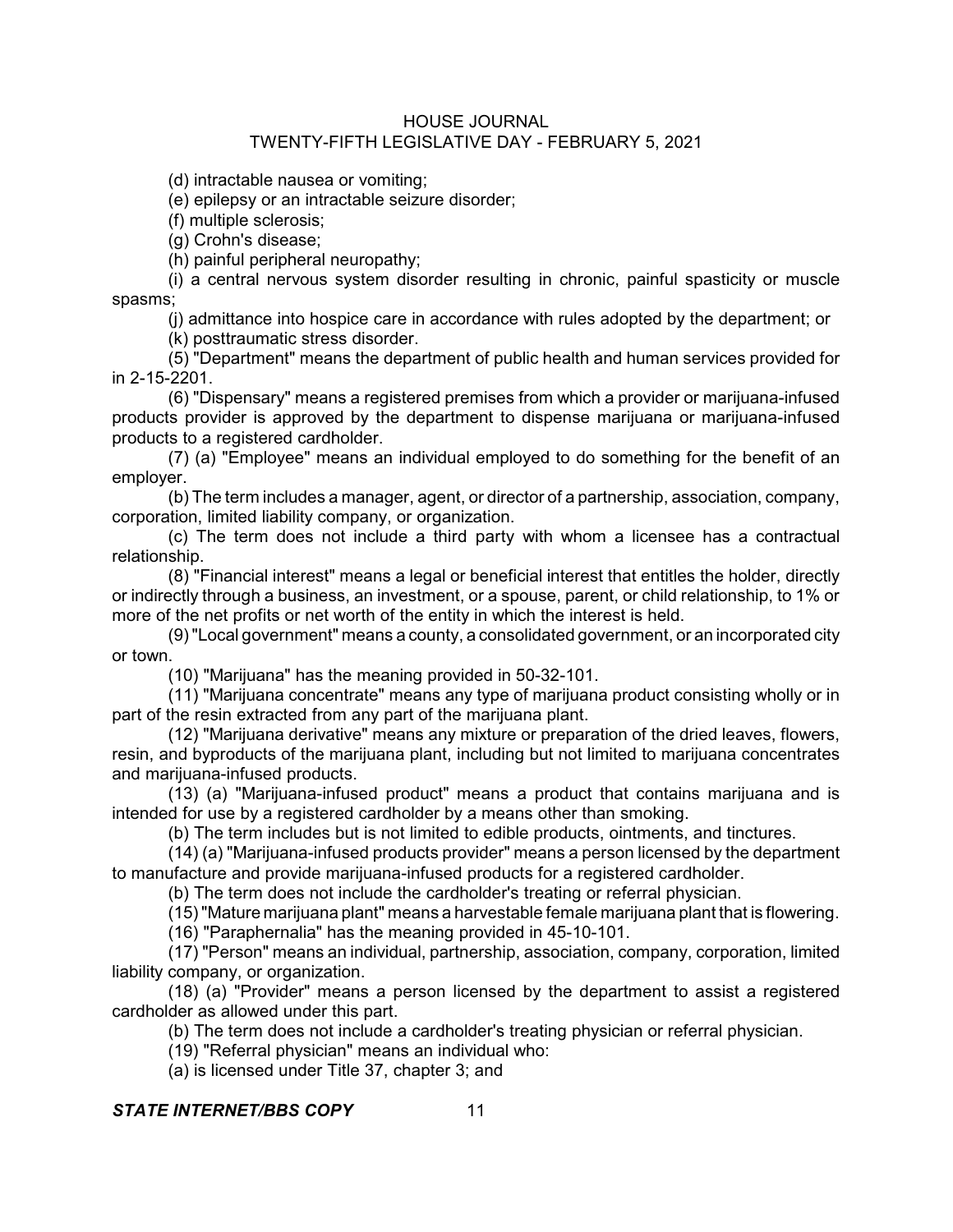(d) intractable nausea or vomiting;

(e) epilepsy or an intractable seizure disorder;

(f) multiple sclerosis;

(g) Crohn's disease;

(h) painful peripheral neuropathy;

(i) a central nervous system disorder resulting in chronic, painful spasticity or muscle spasms;

(j) admittance into hospice care in accordance with rules adopted by the department; or

(k) posttraumatic stress disorder.

(5) "Department" means the department of public health and human services provided for in 2-15-2201.

(6) "Dispensary" means a registered premises from which a provider or marijuana-infused products provider is approved by the department to dispense marijuana or marijuana-infused products to a registered cardholder.

(7) (a) "Employee" means an individual employed to do something for the benefit of an employer.

(b) The term includes a manager, agent, or director of a partnership, association, company, corporation, limited liability company, or organization.

(c) The term does not include a third party with whom a licensee has a contractual relationship.

(8) "Financial interest" means a legal or beneficial interest that entitles the holder, directly or indirectly through a business, an investment, or a spouse, parent, or child relationship, to 1% or more of the net profits or net worth of the entity in which the interest is held.

(9) "Local government" means a county, a consolidated government, or an incorporated city or town.

(10) "Marijuana" has the meaning provided in 50-32-101.

(11) "Marijuana concentrate" means any type of marijuana product consisting wholly or in part of the resin extracted from any part of the marijuana plant.

(12) "Marijuana derivative" means any mixture or preparation of the dried leaves, flowers, resin, and byproducts of the marijuana plant, including but not limited to marijuana concentrates and marijuana-infused products.

(13) (a) "Marijuana-infused product" means a product that contains marijuana and is intended for use by a registered cardholder by a means other than smoking.

(b) The term includes but is not limited to edible products, ointments, and tinctures.

(14) (a) "Marijuana-infused products provider" means a person licensed by the department to manufacture and provide marijuana-infused products for a registered cardholder.

(b) The term does not include the cardholder's treating or referral physician.

(15) "Mature marijuana plant" means a harvestable female marijuana plant that is flowering.

(16) "Paraphernalia" has the meaning provided in 45-10-101.

(17) "Person" means an individual, partnership, association, company, corporation, limited liability company, or organization.

(18) (a) "Provider" means a person licensed by the department to assist a registered cardholder as allowed under this part.

(b) The term does not include a cardholder's treating physician or referral physician.

(19) "Referral physician" means an individual who:

(a) is licensed under Title 37, chapter 3; and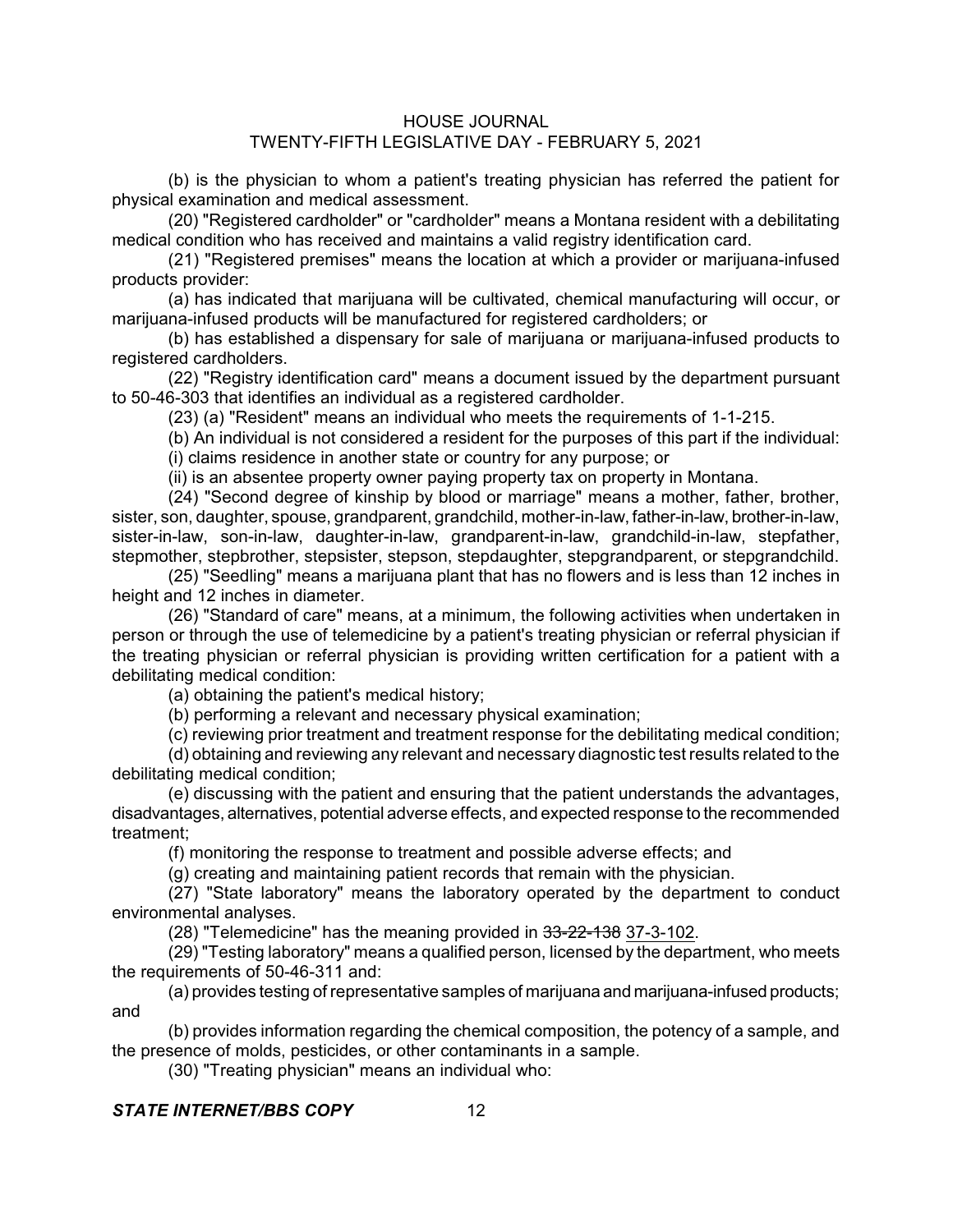(b) is the physician to whom a patient's treating physician has referred the patient for physical examination and medical assessment.

(20) "Registered cardholder" or "cardholder" means a Montana resident with a debilitating medical condition who has received and maintains a valid registry identification card.

(21) "Registered premises" means the location at which a provider or marijuana-infused products provider:

(a) has indicated that marijuana will be cultivated, chemical manufacturing will occur, or marijuana-infused products will be manufactured for registered cardholders; or

(b) has established a dispensary for sale of marijuana or marijuana-infused products to registered cardholders.

(22) "Registry identification card" means a document issued by the department pursuant to 50-46-303 that identifies an individual as a registered cardholder.

(23) (a) "Resident" means an individual who meets the requirements of 1-1-215.

(b) An individual is not considered a resident for the purposes of this part if the individual:

(i) claims residence in another state or country for any purpose; or

(ii) is an absentee property owner paying property tax on property in Montana.

(24) "Second degree of kinship by blood or marriage" means a mother, father, brother, sister, son, daughter, spouse, grandparent, grandchild, mother-in-law, father-in-law, brother-in-law, sister-in-law, son-in-law, daughter-in-law, grandparent-in-law, grandchild-in-law, stepfather, stepmother, stepbrother, stepsister, stepson, stepdaughter, stepgrandparent, or stepgrandchild.

(25) "Seedling" means a marijuana plant that has no flowers and is less than 12 inches in height and 12 inches in diameter.

(26) "Standard of care" means, at a minimum, the following activities when undertaken in person or through the use of telemedicine by a patient's treating physician or referral physician if the treating physician or referral physician is providing written certification for a patient with a debilitating medical condition:

(a) obtaining the patient's medical history;

(b) performing a relevant and necessary physical examination;

(c) reviewing prior treatment and treatment response for the debilitating medical condition;

(d) obtaining and reviewing any relevant and necessary diagnostic test results related to the debilitating medical condition;

(e) discussing with the patient and ensuring that the patient understands the advantages, disadvantages, alternatives, potential adverse effects, and expected response to the recommended treatment;

(f) monitoring the response to treatment and possible adverse effects; and

(g) creating and maintaining patient records that remain with the physician.

(27) "State laboratory" means the laboratory operated by the department to conduct environmental analyses.

(28) "Telemedicine" has the meaning provided in ~~33-22-138~~ <u>37-3-102</u>.

(29) "Testing laboratory" means a qualified person, licensed by the department, who meets the requirements of 50-46-311 and:

(a) provides testing of representative samples of marijuana and marijuana-infused products; and

(b) provides information regarding the chemical composition, the potency of a sample, and the presence of molds, pesticides, or other contaminants in a sample.

(30) "Treating physician" means an individual who: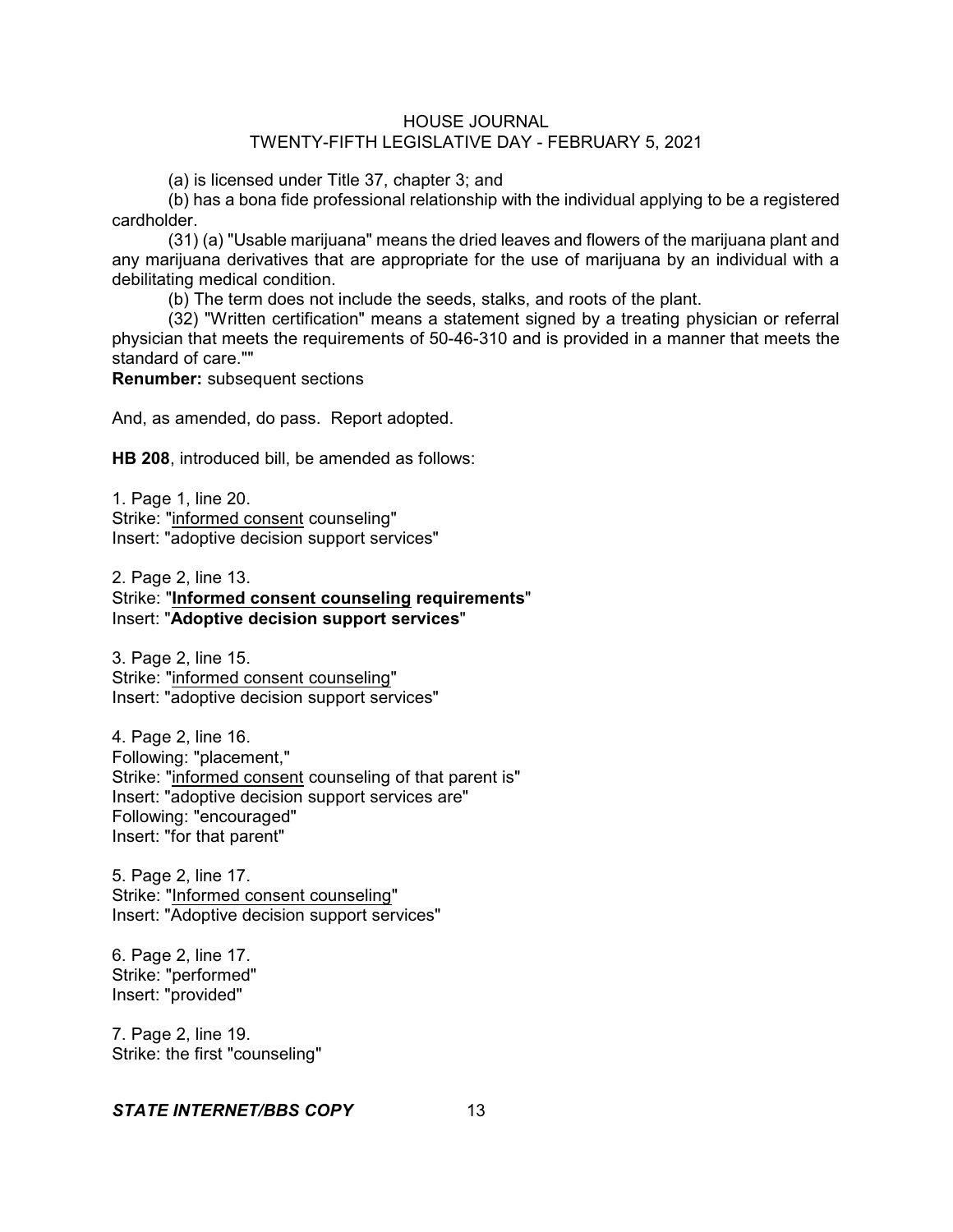(a) is licensed under Title 37, chapter 3; and

(b) has a bona fide professional relationship with the individual applying to be a registered cardholder.

(31) (a) "Usable marijuana" means the dried leaves and flowers of the marijuana plant and any marijuana derivatives that are appropriate for the use of marijuana by an individual with a debilitating medical condition.

(b) The term does not include the seeds, stalks, and roots of the plant.

(32) "Written certification" means a statement signed by a treating physician or referral physician that meets the requirements of 50-46-310 and is provided in a manner that meets the standard of care.""

**Renumber:** subsequent sections

And, as amended, do pass. Report adopted.

**HB 208**, introduced bill, be amended as follows:

1. Page 1, line 20.
Strike: "<u>informed consent</u> counseling"
Insert: "adoptive decision support services"

2. Page 2, line 13.
Strike: "**<u>Informed consent counseling</u> requirements**"
Insert: "**Adoptive decision support services**"

3. Page 2, line 15.
Strike: "<u>informed consent counseling</u>"
Insert: "adoptive decision support services"

4. Page 2, line 16.
Following: "placement,"
Strike: "<u>informed consent</u> counseling of that parent is"
Insert: "adoptive decision support services are"
Following: "encouraged"
Insert: "for that parent"

5. Page 2, line 17.
Strike: "<u>Informed consent counseling</u>"
Insert: "Adoptive decision support services"

6. Page 2, line 17.
Strike: "performed"
Insert: "provided"

7. Page 2, line 19.
Strike: the first "counseling"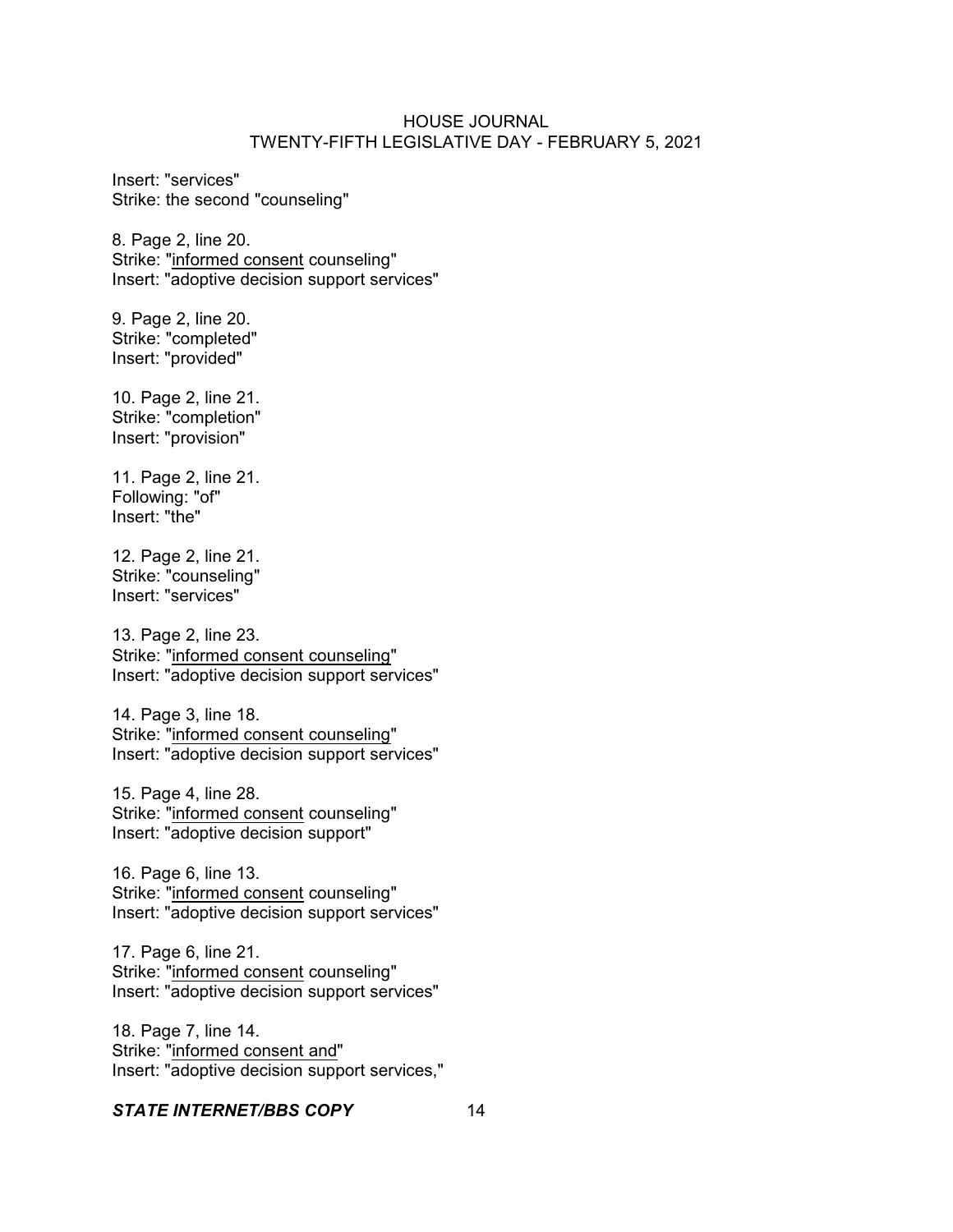Insert: "services"
Strike: the second "counseling"

8. Page 2, line 20.
Strike: "<u>informed consent</u> counseling"
Insert: "adoptive decision support services"

9. Page 2, line 20.
Strike: "completed"
Insert: "provided"

10. Page 2, line 21.
Strike: "completion"
Insert: "provision"

11. Page 2, line 21.
Following: "of"
Insert: "the"

12. Page 2, line 21.
Strike: "counseling"
Insert: "services"

13. Page 2, line 23.
Strike: "<u>informed consent counseling</u>"
Insert: "adoptive decision support services"

14. Page 3, line 18.
Strike: "<u>informed consent counseling</u>"
Insert: "adoptive decision support services"

15. Page 4, line 28.
Strike: "<u>informed consent</u> counseling"
Insert: "adoptive decision support"

16. Page 6, line 13.
Strike: "<u>informed consent</u> counseling"
Insert: "adoptive decision support services"

17. Page 6, line 21.
Strike: "<u>informed consent</u> counseling"
Insert: "adoptive decision support services"

18. Page 7, line 14.
Strike: "<u>informed consent and</u>"
Insert: "adoptive decision support services,"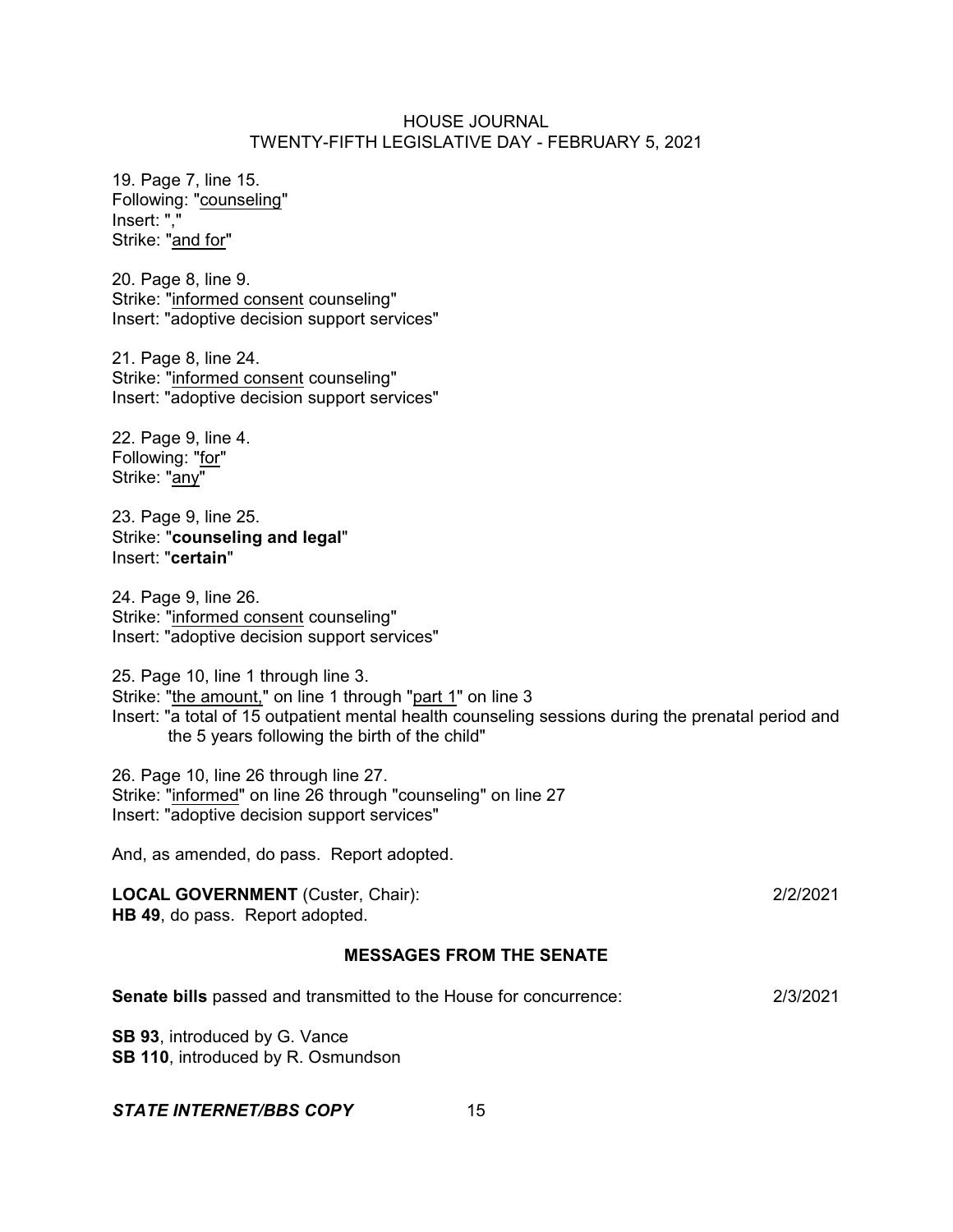19. Page 7, line 15.
Following: "counseling"
Insert: ","
Strike: "and for"

20. Page 8, line 9.
Strike: "informed consent counseling"
Insert: "adoptive decision support services"

21. Page 8, line 24.
Strike: "informed consent counseling"
Insert: "adoptive decision support services"

22. Page 9, line 4.
Following: "for"
Strike: "any"

23. Page 9, line 25.
Strike: "**counseling and legal**"
Insert: "**certain**"

24. Page 9, line 26.
Strike: "informed consent counseling"
Insert: "adoptive decision support services"

25. Page 10, line 1 through line 3.
Strike: "the amount," on line 1 through "part 1" on line 3
Insert: "a total of 15 outpatient mental health counseling sessions during the prenatal period and the 5 years following the birth of the child"

26. Page 10, line 26 through line 27.
Strike: "informed" on line 26 through "counseling" on line 27
Insert: "adoptive decision support services"

And, as amended, do pass. Report adopted.

**LOCAL GOVERNMENT** (Custer, Chair): 2/2/2021
**HB 49**, do pass. Report adopted.

## MESSAGES FROM THE SENATE

**Senate bills** passed and transmitted to the House for concurrence: 2/3/2021

**SB 93**, introduced by G. Vance
**SB 110**, introduced by R. Osmundson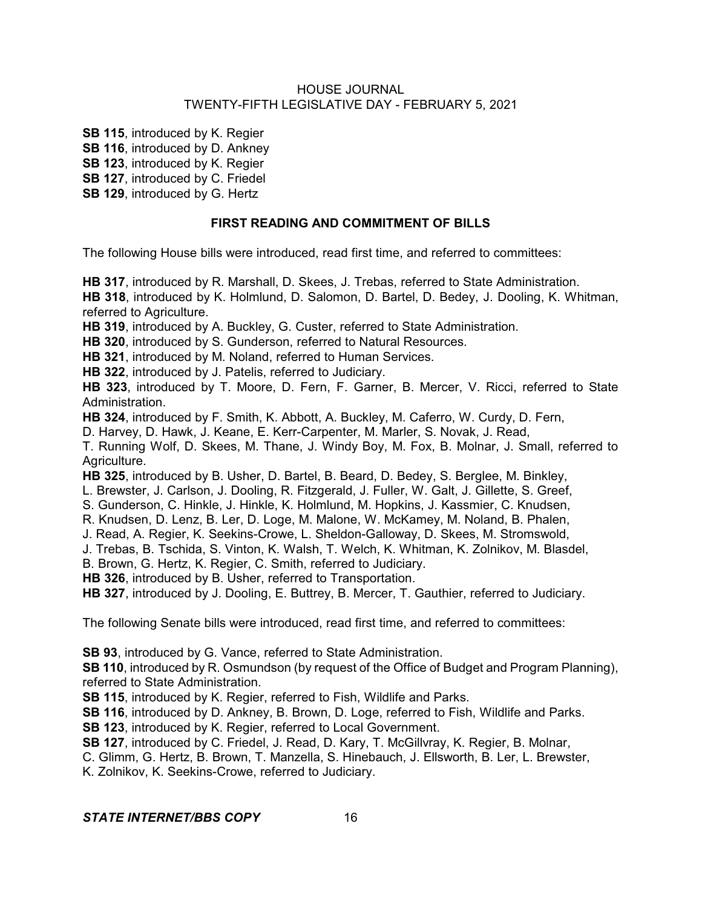**SB 115**, introduced by K. Regier
**SB 116**, introduced by D. Ankney
**SB 123**, introduced by K. Regier
**SB 127**, introduced by C. Friedel
**SB 129**, introduced by G. Hertz

## FIRST READING AND COMMITMENT OF BILLS

The following House bills were introduced, read first time, and referred to committees:

**HB 317**, introduced by R. Marshall, D. Skees, J. Trebas, referred to State Administration.
**HB 318**, introduced by K. Holmlund, D. Salomon, D. Bartel, D. Bedey, J. Dooling, K. Whitman, referred to Agriculture.
**HB 319**, introduced by A. Buckley, G. Custer, referred to State Administration.
**HB 320**, introduced by S. Gunderson, referred to Natural Resources.
**HB 321**, introduced by M. Noland, referred to Human Services.
**HB 322**, introduced by J. Patelis, referred to Judiciary.
**HB 323**, introduced by T. Moore, D. Fern, F. Garner, B. Mercer, V. Ricci, referred to State Administration.
**HB 324**, introduced by F. Smith, K. Abbott, A. Buckley, M. Caferro, W. Curdy, D. Fern, D. Harvey, D. Hawk, J. Keane, E. Kerr-Carpenter, M. Marler, S. Novak, J. Read, T. Running Wolf, D. Skees, M. Thane, J. Windy Boy, M. Fox, B. Molnar, J. Small, referred to Agriculture.
**HB 325**, introduced by B. Usher, D. Bartel, B. Beard, D. Bedey, S. Berglee, M. Binkley, L. Brewster, J. Carlson, J. Dooling, R. Fitzgerald, J. Fuller, W. Galt, J. Gillette, S. Greef, S. Gunderson, C. Hinkle, J. Hinkle, K. Holmlund, M. Hopkins, J. Kassmier, C. Knudsen, R. Knudsen, D. Lenz, B. Ler, D. Loge, M. Malone, W. McKamey, M. Noland, B. Phalen, J. Read, A. Regier, K. Seekins-Crowe, L. Sheldon-Galloway, D. Skees, M. Stromswold, J. Trebas, B. Tschida, S. Vinton, K. Walsh, T. Welch, K. Whitman, K. Zolnikov, M. Blasdel, B. Brown, G. Hertz, K. Regier, C. Smith, referred to Judiciary.
**HB 326**, introduced by B. Usher, referred to Transportation.
**HB 327**, introduced by J. Dooling, E. Buttrey, B. Mercer, T. Gauthier, referred to Judiciary.

The following Senate bills were introduced, read first time, and referred to committees:

**SB 93**, introduced by G. Vance, referred to State Administration.
**SB 110**, introduced by R. Osmundson (by request of the Office of Budget and Program Planning), referred to State Administration.
**SB 115**, introduced by K. Regier, referred to Fish, Wildlife and Parks.
**SB 116**, introduced by D. Ankney, B. Brown, D. Loge, referred to Fish, Wildlife and Parks.
**SB 123**, introduced by K. Regier, referred to Local Government.
**SB 127**, introduced by C. Friedel, J. Read, D. Kary, T. McGillvray, K. Regier, B. Molnar, C. Glimm, G. Hertz, B. Brown, T. Manzella, S. Hinebauch, J. Ellsworth, B. Ler, L. Brewster, K. Zolnikov, K. Seekins-Crowe, referred to Judiciary.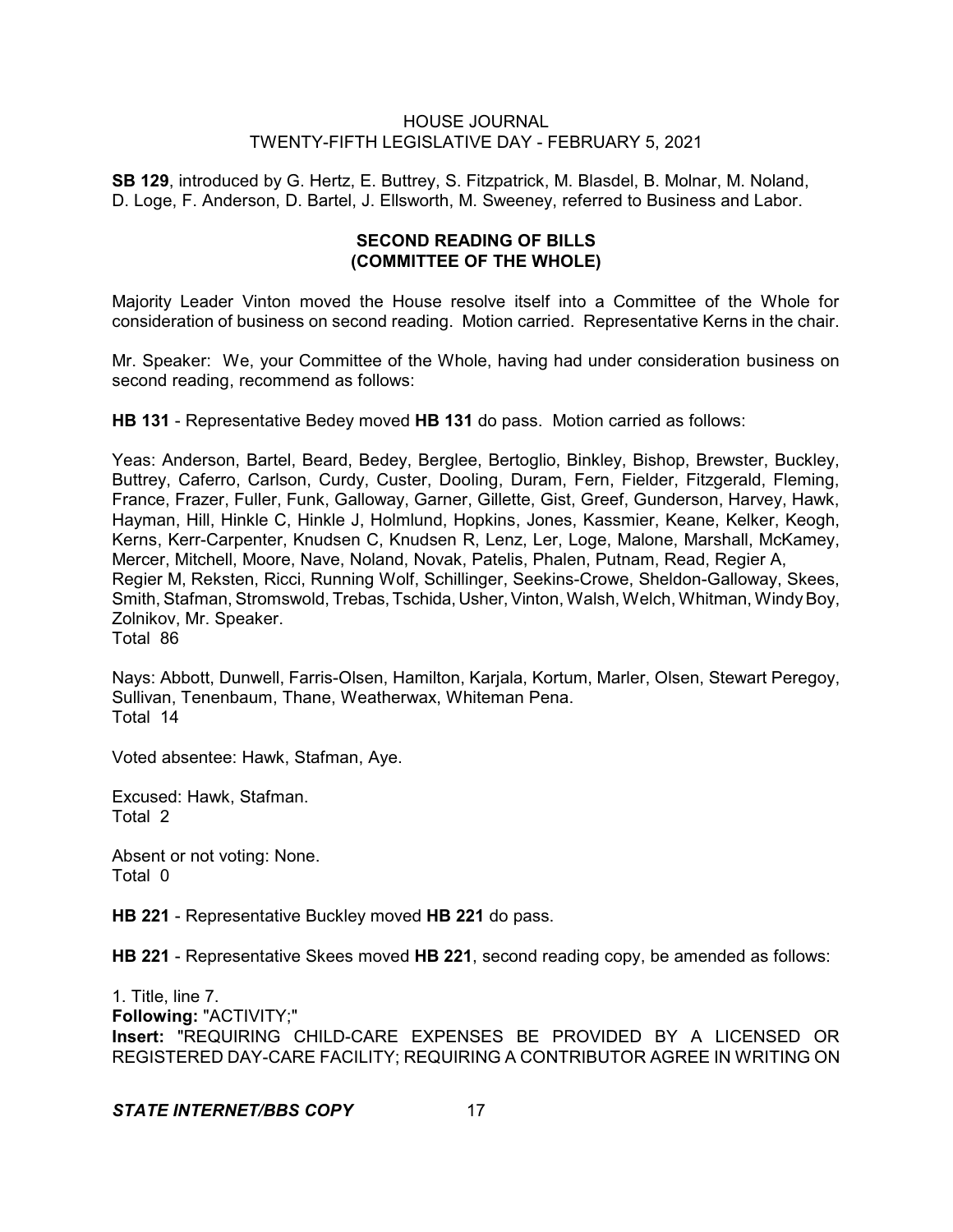**SB 129**, introduced by G. Hertz, E. Buttrey, S. Fitzpatrick, M. Blasdel, B. Molnar, M. Noland, D. Loge, F. Anderson, D. Bartel, J. Ellsworth, M. Sweeney, referred to Business and Labor.

## SECOND READING OF BILLS (COMMITTEE OF THE WHOLE)

Majority Leader Vinton moved the House resolve itself into a Committee of the Whole for consideration of business on second reading. Motion carried. Representative Kerns in the chair.

Mr. Speaker: We, your Committee of the Whole, having had under consideration business on second reading, recommend as follows:

**HB 131** - Representative Bedey moved **HB 131** do pass. Motion carried as follows:

Yeas: Anderson, Bartel, Beard, Bedey, Berglee, Bertoglio, Binkley, Bishop, Brewster, Buckley, Buttrey, Caferro, Carlson, Curdy, Custer, Dooling, Duram, Fern, Fielder, Fitzgerald, Fleming, France, Frazer, Fuller, Funk, Galloway, Garner, Gillette, Gist, Greef, Gunderson, Harvey, Hawk, Hayman, Hill, Hinkle C, Hinkle J, Holmlund, Hopkins, Jones, Kassmier, Keane, Kelker, Keogh, Kerns, Kerr-Carpenter, Knudsen C, Knudsen R, Lenz, Ler, Loge, Malone, Marshall, McKamey, Mercer, Mitchell, Moore, Nave, Noland, Novak, Patelis, Phalen, Putnam, Read, Regier A, Regier M, Reksten, Ricci, Running Wolf, Schillinger, Seekins-Crowe, Sheldon-Galloway, Skees, Smith, Stafman, Stromswold, Trebas, Tschida, Usher, Vinton, Walsh, Welch, Whitman, Windy Boy, Zolnikov, Mr. Speaker.
Total 86

Nays: Abbott, Dunwell, Farris-Olsen, Hamilton, Karjala, Kortum, Marler, Olsen, Stewart Peregoy, Sullivan, Tenenbaum, Thane, Weatherwax, Whiteman Pena.
Total 14

Voted absentee: Hawk, Stafman, Aye.

Excused: Hawk, Stafman.
Total 2

Absent or not voting: None.
Total 0

**HB 221** - Representative Buckley moved **HB 221** do pass.

**HB 221** - Representative Skees moved **HB 221**, second reading copy, be amended as follows:

1. Title, line 7.
**Following:** "ACTIVITY;"
**Insert:** "REQUIRING CHILD-CARE EXPENSES BE PROVIDED BY A LICENSED OR REGISTERED DAY-CARE FACILITY; REQUIRING A CONTRIBUTOR AGREE IN WRITING ON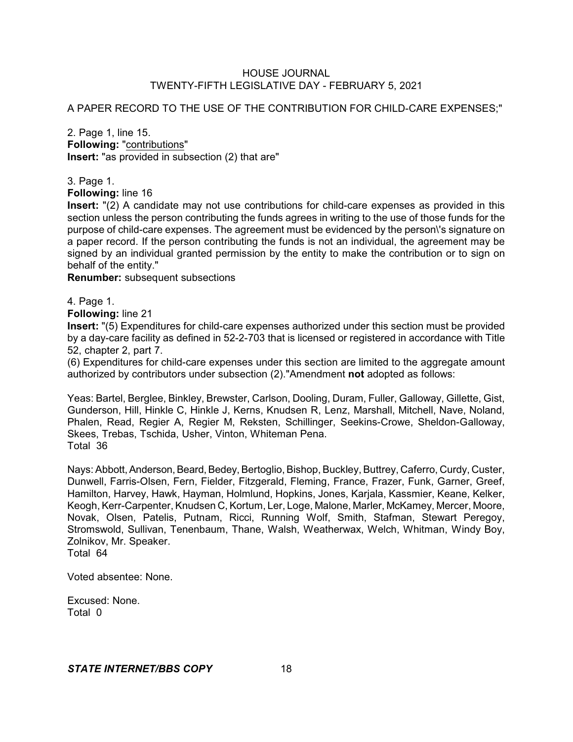A PAPER RECORD TO THE USE OF THE CONTRIBUTION FOR CHILD-CARE EXPENSES;"

2. Page 1, line 15.
**Following:** "contributions"
**Insert:** "as provided in subsection (2) that are"

3. Page 1.
**Following:** line 16
**Insert:** "(2) A candidate may not use contributions for child-care expenses as provided in this section unless the person contributing the funds agrees in writing to the use of those funds for the purpose of child-care expenses. The agreement must be evidenced by the person\'s signature on a paper record. If the person contributing the funds is not an individual, the agreement may be signed by an individual granted permission by the entity to make the contribution or to sign on behalf of the entity."
**Renumber:** subsequent subsections

4. Page 1.
**Following:** line 21
**Insert:** "(5) Expenditures for child-care expenses authorized under this section must be provided by a day-care facility as defined in 52-2-703 that is licensed or registered in accordance with Title 52, chapter 2, part 7.
(6) Expenditures for child-care expenses under this section are limited to the aggregate amount authorized by contributors under subsection (2)."Amendment **not** adopted as follows:

Yeas: Bartel, Berglee, Binkley, Brewster, Carlson, Dooling, Duram, Fuller, Galloway, Gillette, Gist, Gunderson, Hill, Hinkle C, Hinkle J, Kerns, Knudsen R, Lenz, Marshall, Mitchell, Nave, Noland, Phalen, Read, Regier A, Regier M, Reksten, Schillinger, Seekins-Crowe, Sheldon-Galloway, Skees, Trebas, Tschida, Usher, Vinton, Whiteman Pena.
Total 36

Nays: Abbott, Anderson, Beard, Bedey, Bertoglio, Bishop, Buckley, Buttrey, Caferro, Curdy, Custer, Dunwell, Farris-Olsen, Fern, Fielder, Fitzgerald, Fleming, France, Frazer, Funk, Garner, Greef, Hamilton, Harvey, Hawk, Hayman, Holmlund, Hopkins, Jones, Karjala, Kassmier, Keane, Kelker, Keogh, Kerr-Carpenter, Knudsen C, Kortum, Ler, Loge, Malone, Marler, McKamey, Mercer, Moore, Novak, Olsen, Patelis, Putnam, Ricci, Running Wolf, Smith, Stafman, Stewart Peregoy, Stromswold, Sullivan, Tenenbaum, Thane, Walsh, Weatherwax, Welch, Whitman, Windy Boy, Zolnikov, Mr. Speaker.
Total 64

Voted absentee: None.

Excused: None.
Total 0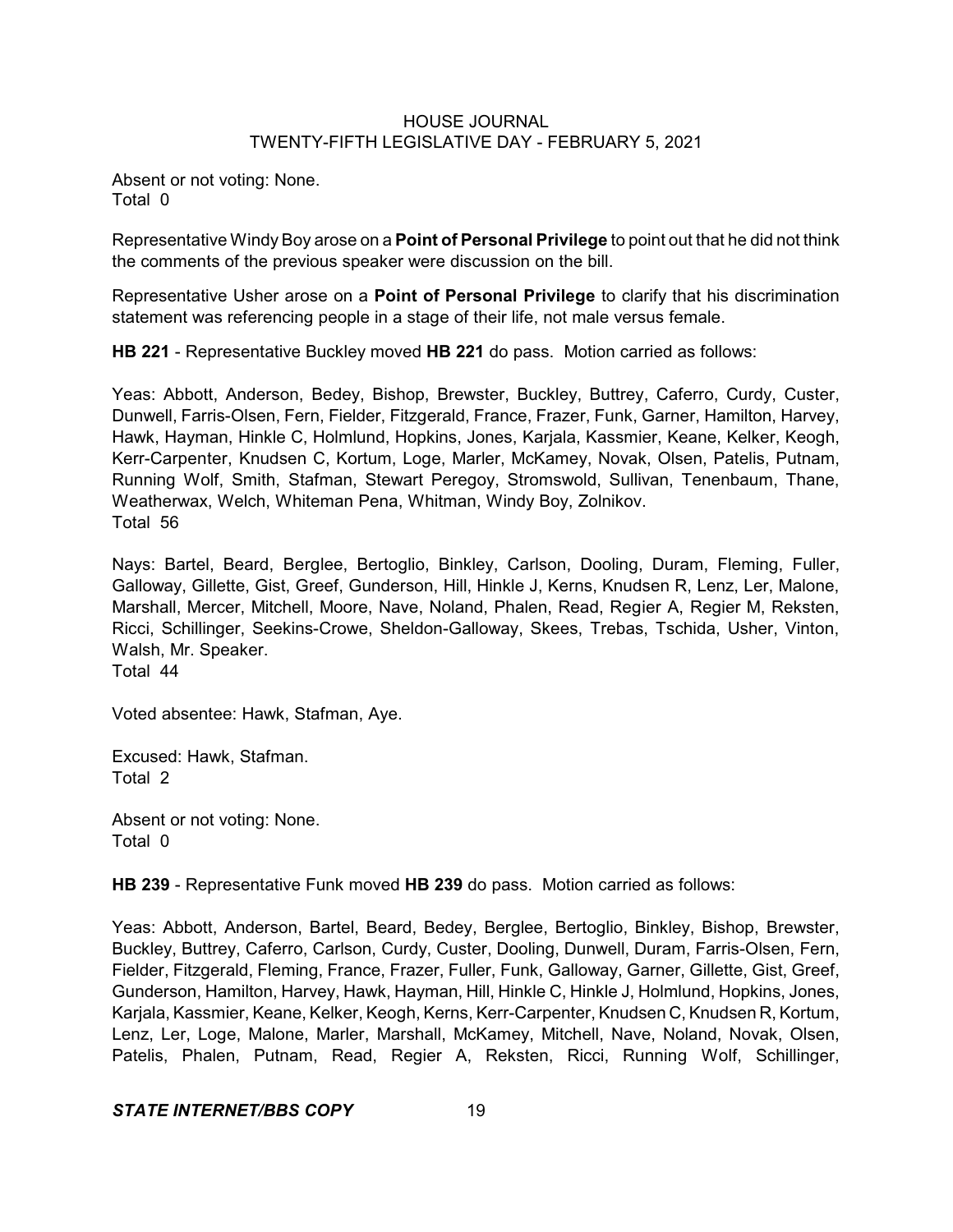Absent or not voting: None.
Total 0

Representative Windy Boy arose on a **Point of Personal Privilege** to point out that he did not think the comments of the previous speaker were discussion on the bill.

Representative Usher arose on a **Point of Personal Privilege** to clarify that his discrimination statement was referencing people in a stage of their life, not male versus female.

**HB 221** - Representative Buckley moved **HB 221** do pass. Motion carried as follows:

Yeas: Abbott, Anderson, Bedey, Bishop, Brewster, Buckley, Buttrey, Caferro, Curdy, Custer, Dunwell, Farris-Olsen, Fern, Fielder, Fitzgerald, France, Frazer, Funk, Garner, Hamilton, Harvey, Hawk, Hayman, Hinkle C, Holmlund, Hopkins, Jones, Karjala, Kassmier, Keane, Kelker, Keogh, Kerr-Carpenter, Knudsen C, Kortum, Loge, Marler, McKamey, Novak, Olsen, Patelis, Putnam, Running Wolf, Smith, Stafman, Stewart Peregoy, Stromswold, Sullivan, Tenenbaum, Thane, Weatherwax, Welch, Whiteman Pena, Whitman, Windy Boy, Zolnikov.
Total 56

Nays: Bartel, Beard, Berglee, Bertoglio, Binkley, Carlson, Dooling, Duram, Fleming, Fuller, Galloway, Gillette, Gist, Greef, Gunderson, Hill, Hinkle J, Kerns, Knudsen R, Lenz, Ler, Malone, Marshall, Mercer, Mitchell, Moore, Nave, Noland, Phalen, Read, Regier A, Regier M, Reksten, Ricci, Schillinger, Seekins-Crowe, Sheldon-Galloway, Skees, Trebas, Tschida, Usher, Vinton, Walsh, Mr. Speaker.
Total 44

Voted absentee: Hawk, Stafman, Aye.

Excused: Hawk, Stafman.
Total 2

Absent or not voting: None.
Total 0

**HB 239** - Representative Funk moved **HB 239** do pass. Motion carried as follows:

Yeas: Abbott, Anderson, Bartel, Beard, Bedey, Berglee, Bertoglio, Binkley, Bishop, Brewster, Buckley, Buttrey, Caferro, Carlson, Curdy, Custer, Dooling, Dunwell, Duram, Farris-Olsen, Fern, Fielder, Fitzgerald, Fleming, France, Frazer, Fuller, Funk, Galloway, Garner, Gillette, Gist, Greef, Gunderson, Hamilton, Harvey, Hawk, Hayman, Hill, Hinkle C, Hinkle J, Holmlund, Hopkins, Jones, Karjala, Kassmier, Keane, Kelker, Keogh, Kerns, Kerr-Carpenter, Knudsen C, Knudsen R, Kortum, Lenz, Ler, Loge, Malone, Marler, Marshall, McKamey, Mitchell, Nave, Noland, Novak, Olsen, Patelis, Phalen, Putnam, Read, Regier A, Reksten, Ricci, Running Wolf, Schillinger,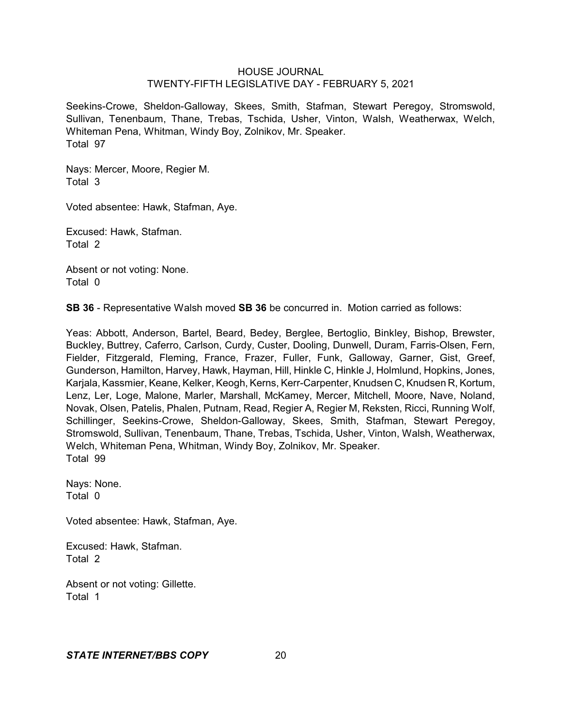Seekins-Crowe, Sheldon-Galloway, Skees, Smith, Stafman, Stewart Peregoy, Stromswold, Sullivan, Tenenbaum, Thane, Trebas, Tschida, Usher, Vinton, Walsh, Weatherwax, Welch, Whiteman Pena, Whitman, Windy Boy, Zolnikov, Mr. Speaker.
Total 97

Nays: Mercer, Moore, Regier M.
Total 3

Voted absentee: Hawk, Stafman, Aye.

Excused: Hawk, Stafman.
Total 2

Absent or not voting: None.
Total 0

**SB 36** - Representative Walsh moved **SB 36** be concurred in. Motion carried as follows:

Yeas: Abbott, Anderson, Bartel, Beard, Bedey, Berglee, Bertoglio, Binkley, Bishop, Brewster, Buckley, Buttrey, Caferro, Carlson, Curdy, Custer, Dooling, Dunwell, Duram, Farris-Olsen, Fern, Fielder, Fitzgerald, Fleming, France, Frazer, Fuller, Funk, Galloway, Garner, Gist, Greef, Gunderson, Hamilton, Harvey, Hawk, Hayman, Hill, Hinkle C, Hinkle J, Holmlund, Hopkins, Jones, Karjala, Kassmier, Keane, Kelker, Keogh, Kerns, Kerr-Carpenter, Knudsen C, Knudsen R, Kortum, Lenz, Ler, Loge, Malone, Marler, Marshall, McKamey, Mercer, Mitchell, Moore, Nave, Noland, Novak, Olsen, Patelis, Phalen, Putnam, Read, Regier A, Regier M, Reksten, Ricci, Running Wolf, Schillinger, Seekins-Crowe, Sheldon-Galloway, Skees, Smith, Stafman, Stewart Peregoy, Stromswold, Sullivan, Tenenbaum, Thane, Trebas, Tschida, Usher, Vinton, Walsh, Weatherwax, Welch, Whiteman Pena, Whitman, Windy Boy, Zolnikov, Mr. Speaker.
Total 99

Nays: None.
Total 0

Voted absentee: Hawk, Stafman, Aye.

Excused: Hawk, Stafman.
Total 2

Absent or not voting: Gillette.
Total 1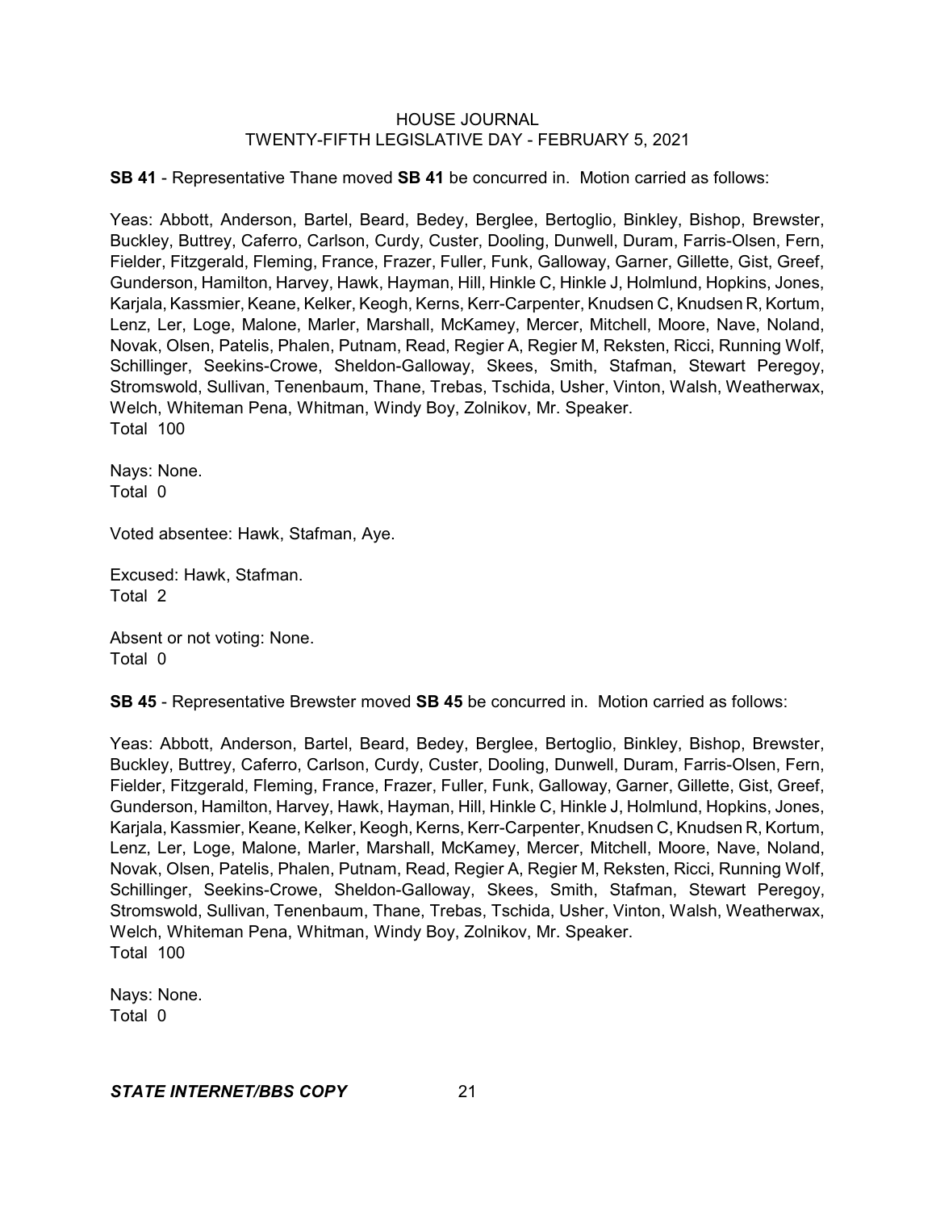**SB 41** - Representative Thane moved **SB 41** be concurred in. Motion carried as follows:

Yeas: Abbott, Anderson, Bartel, Beard, Bedey, Berglee, Bertoglio, Binkley, Bishop, Brewster, Buckley, Buttrey, Caferro, Carlson, Curdy, Custer, Dooling, Dunwell, Duram, Farris-Olsen, Fern, Fielder, Fitzgerald, Fleming, France, Frazer, Fuller, Funk, Galloway, Garner, Gillette, Gist, Greef, Gunderson, Hamilton, Harvey, Hawk, Hayman, Hill, Hinkle C, Hinkle J, Holmlund, Hopkins, Jones, Karjala, Kassmier, Keane, Kelker, Keogh, Kerns, Kerr-Carpenter, Knudsen C, Knudsen R, Kortum, Lenz, Ler, Loge, Malone, Marler, Marshall, McKamey, Mercer, Mitchell, Moore, Nave, Noland, Novak, Olsen, Patelis, Phalen, Putnam, Read, Regier A, Regier M, Reksten, Ricci, Running Wolf, Schillinger, Seekins-Crowe, Sheldon-Galloway, Skees, Smith, Stafman, Stewart Peregoy, Stromswold, Sullivan, Tenenbaum, Thane, Trebas, Tschida, Usher, Vinton, Walsh, Weatherwax, Welch, Whiteman Pena, Whitman, Windy Boy, Zolnikov, Mr. Speaker.
Total 100

Nays: None.
Total 0

Voted absentee: Hawk, Stafman, Aye.

Excused: Hawk, Stafman.
Total 2

Absent or not voting: None.
Total 0

**SB 45** - Representative Brewster moved **SB 45** be concurred in. Motion carried as follows:

Yeas: Abbott, Anderson, Bartel, Beard, Bedey, Berglee, Bertoglio, Binkley, Bishop, Brewster, Buckley, Buttrey, Caferro, Carlson, Curdy, Custer, Dooling, Dunwell, Duram, Farris-Olsen, Fern, Fielder, Fitzgerald, Fleming, France, Frazer, Fuller, Funk, Galloway, Garner, Gillette, Gist, Greef, Gunderson, Hamilton, Harvey, Hawk, Hayman, Hill, Hinkle C, Hinkle J, Holmlund, Hopkins, Jones, Karjala, Kassmier, Keane, Kelker, Keogh, Kerns, Kerr-Carpenter, Knudsen C, Knudsen R, Kortum, Lenz, Ler, Loge, Malone, Marler, Marshall, McKamey, Mercer, Mitchell, Moore, Nave, Noland, Novak, Olsen, Patelis, Phalen, Putnam, Read, Regier A, Regier M, Reksten, Ricci, Running Wolf, Schillinger, Seekins-Crowe, Sheldon-Galloway, Skees, Smith, Stafman, Stewart Peregoy, Stromswold, Sullivan, Tenenbaum, Thane, Trebas, Tschida, Usher, Vinton, Walsh, Weatherwax, Welch, Whiteman Pena, Whitman, Windy Boy, Zolnikov, Mr. Speaker.
Total 100

Nays: None.
Total 0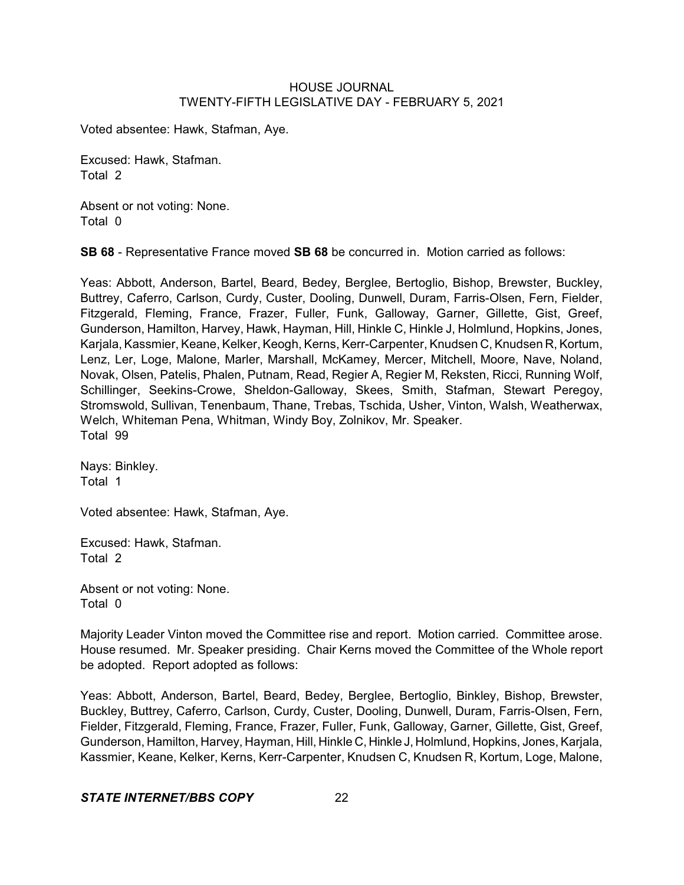Voted absentee: Hawk, Stafman, Aye.

Excused: Hawk, Stafman.
Total 2

Absent or not voting: None.
Total 0

**SB 68** - Representative France moved **SB 68** be concurred in. Motion carried as follows:

Yeas: Abbott, Anderson, Bartel, Beard, Bedey, Berglee, Bertoglio, Bishop, Brewster, Buckley, Buttrey, Caferro, Carlson, Curdy, Custer, Dooling, Dunwell, Duram, Farris-Olsen, Fern, Fielder, Fitzgerald, Fleming, France, Frazer, Fuller, Funk, Galloway, Garner, Gillette, Gist, Greef, Gunderson, Hamilton, Harvey, Hawk, Hayman, Hill, Hinkle C, Hinkle J, Holmlund, Hopkins, Jones, Karjala, Kassmier, Keane, Kelker, Keogh, Kerns, Kerr-Carpenter, Knudsen C, Knudsen R, Kortum, Lenz, Ler, Loge, Malone, Marler, Marshall, McKamey, Mercer, Mitchell, Moore, Nave, Noland, Novak, Olsen, Patelis, Phalen, Putnam, Read, Regier A, Regier M, Reksten, Ricci, Running Wolf, Schillinger, Seekins-Crowe, Sheldon-Galloway, Skees, Smith, Stafman, Stewart Peregoy, Stromswold, Sullivan, Tenenbaum, Thane, Trebas, Tschida, Usher, Vinton, Walsh, Weatherwax, Welch, Whiteman Pena, Whitman, Windy Boy, Zolnikov, Mr. Speaker.
Total 99

Nays: Binkley.
Total 1

Voted absentee: Hawk, Stafman, Aye.

Excused: Hawk, Stafman.
Total 2

Absent or not voting: None.
Total 0

Majority Leader Vinton moved the Committee rise and report. Motion carried. Committee arose. House resumed. Mr. Speaker presiding. Chair Kerns moved the Committee of the Whole report be adopted. Report adopted as follows:

Yeas: Abbott, Anderson, Bartel, Beard, Bedey, Berglee, Bertoglio, Binkley, Bishop, Brewster, Buckley, Buttrey, Caferro, Carlson, Curdy, Custer, Dooling, Dunwell, Duram, Farris-Olsen, Fern, Fielder, Fitzgerald, Fleming, France, Frazer, Fuller, Funk, Galloway, Garner, Gillette, Gist, Greef, Gunderson, Hamilton, Harvey, Hayman, Hill, Hinkle C, Hinkle J, Holmlund, Hopkins, Jones, Karjala, Kassmier, Keane, Kelker, Kerns, Kerr-Carpenter, Knudsen C, Knudsen R, Kortum, Loge, Malone,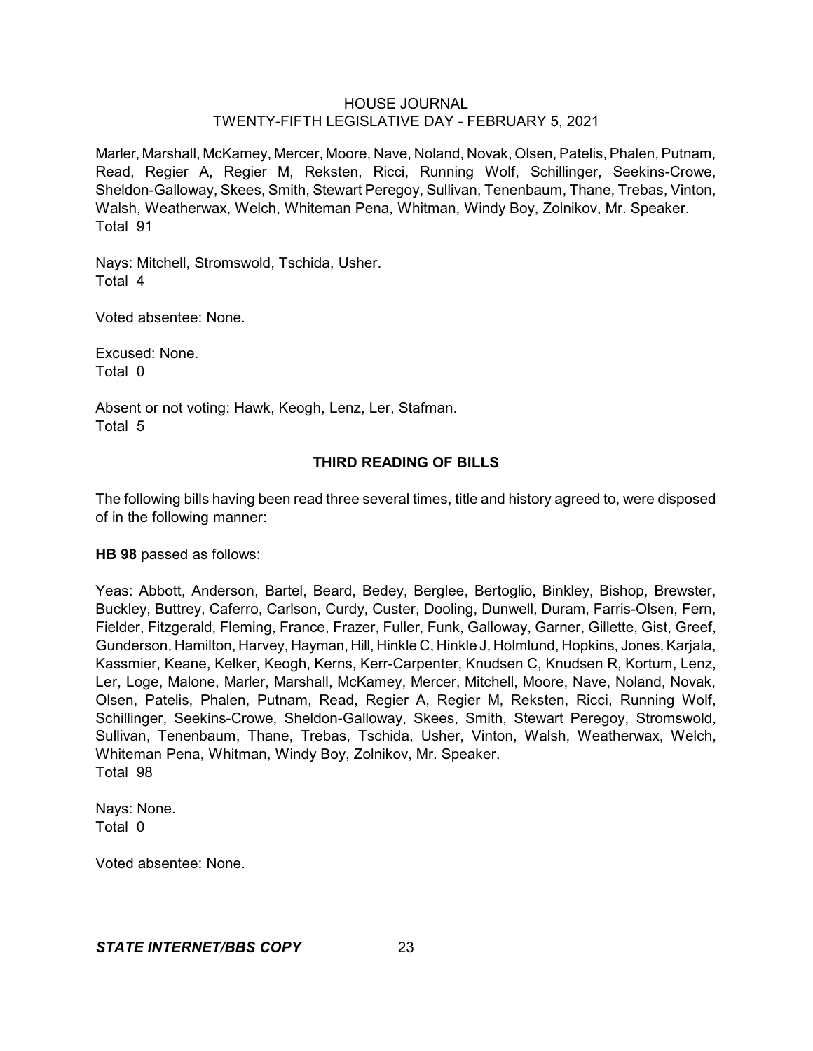Marler, Marshall, McKamey, Mercer, Moore, Nave, Noland, Novak, Olsen, Patelis, Phalen, Putnam, Read, Regier A, Regier M, Reksten, Ricci, Running Wolf, Schillinger, Seekins-Crowe, Sheldon-Galloway, Skees, Smith, Stewart Peregoy, Sullivan, Tenenbaum, Thane, Trebas, Vinton, Walsh, Weatherwax, Welch, Whiteman Pena, Whitman, Windy Boy, Zolnikov, Mr. Speaker.
Total 91

Nays: Mitchell, Stromswold, Tschida, Usher.
Total 4

Voted absentee: None.

Excused: None.
Total 0

Absent or not voting: Hawk, Keogh, Lenz, Ler, Stafman.
Total 5

## THIRD READING OF BILLS

The following bills having been read three several times, title and history agreed to, were disposed of in the following manner:

**HB 98** passed as follows:

Yeas: Abbott, Anderson, Bartel, Beard, Bedey, Berglee, Bertoglio, Binkley, Bishop, Brewster, Buckley, Buttrey, Caferro, Carlson, Curdy, Custer, Dooling, Dunwell, Duram, Farris-Olsen, Fern, Fielder, Fitzgerald, Fleming, France, Frazer, Fuller, Funk, Galloway, Garner, Gillette, Gist, Greef, Gunderson, Hamilton, Harvey, Hayman, Hill, Hinkle C, Hinkle J, Holmlund, Hopkins, Jones, Karjala, Kassmier, Keane, Kelker, Keogh, Kerns, Kerr-Carpenter, Knudsen C, Knudsen R, Kortum, Lenz, Ler, Loge, Malone, Marler, Marshall, McKamey, Mercer, Mitchell, Moore, Nave, Noland, Novak, Olsen, Patelis, Phalen, Putnam, Read, Regier A, Regier M, Reksten, Ricci, Running Wolf, Schillinger, Seekins-Crowe, Sheldon-Galloway, Skees, Smith, Stewart Peregoy, Stromswold, Sullivan, Tenenbaum, Thane, Trebas, Tschida, Usher, Vinton, Walsh, Weatherwax, Welch, Whiteman Pena, Whitman, Windy Boy, Zolnikov, Mr. Speaker.
Total 98

Nays: None.
Total 0

Voted absentee: None.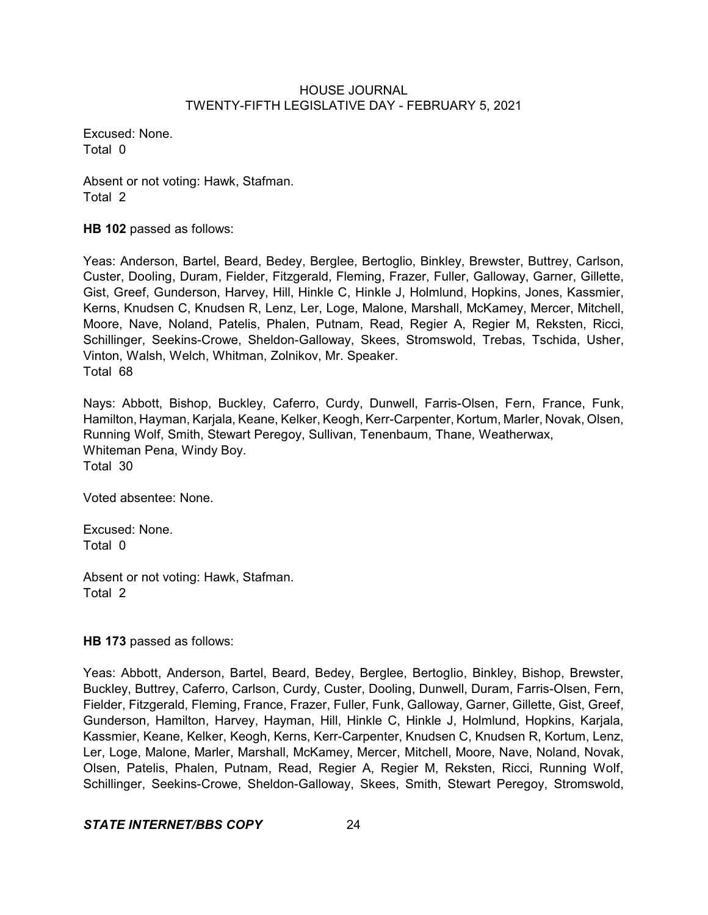Excused: None.
Total 0

Absent or not voting: Hawk, Stafman.
Total 2

**HB 102** passed as follows:

Yeas: Anderson, Bartel, Beard, Bedey, Berglee, Bertoglio, Binkley, Brewster, Buttrey, Carlson, Custer, Dooling, Duram, Fielder, Fitzgerald, Fleming, Frazer, Fuller, Galloway, Garner, Gillette, Gist, Greef, Gunderson, Harvey, Hill, Hinkle C, Hinkle J, Holmlund, Hopkins, Jones, Kassmier, Kerns, Knudsen C, Knudsen R, Lenz, Ler, Loge, Malone, Marshall, McKamey, Mercer, Mitchell, Moore, Nave, Noland, Patelis, Phalen, Putnam, Read, Regier A, Regier M, Reksten, Ricci, Schillinger, Seekins-Crowe, Sheldon-Galloway, Skees, Stromswold, Trebas, Tschida, Usher, Vinton, Walsh, Welch, Whitman, Zolnikov, Mr. Speaker.
Total 68

Nays: Abbott, Bishop, Buckley, Caferro, Curdy, Dunwell, Farris-Olsen, Fern, France, Funk, Hamilton, Hayman, Karjala, Keane, Kelker, Keogh, Kerr-Carpenter, Kortum, Marler, Novak, Olsen, Running Wolf, Smith, Stewart Peregoy, Sullivan, Tenenbaum, Thane, Weatherwax, Whiteman Pena, Windy Boy.
Total 30

Voted absentee: None.

Excused: None.
Total 0

Absent or not voting: Hawk, Stafman.
Total 2

**HB 173** passed as follows:

Yeas: Abbott, Anderson, Bartel, Beard, Bedey, Berglee, Bertoglio, Binkley, Bishop, Brewster, Buckley, Buttrey, Caferro, Carlson, Curdy, Custer, Dooling, Dunwell, Duram, Farris-Olsen, Fern, Fielder, Fitzgerald, Fleming, France, Frazer, Fuller, Funk, Galloway, Garner, Gillette, Gist, Greef, Gunderson, Hamilton, Harvey, Hayman, Hill, Hinkle C, Hinkle J, Holmlund, Hopkins, Karjala, Kassmier, Keane, Kelker, Keogh, Kerns, Kerr-Carpenter, Knudsen C, Knudsen R, Kortum, Lenz, Ler, Loge, Malone, Marler, Marshall, McKamey, Mercer, Mitchell, Moore, Nave, Noland, Novak, Olsen, Patelis, Phalen, Putnam, Read, Regier A, Regier M, Reksten, Ricci, Running Wolf, Schillinger, Seekins-Crowe, Sheldon-Galloway, Skees, Smith, Stewart Peregoy, Stromswold,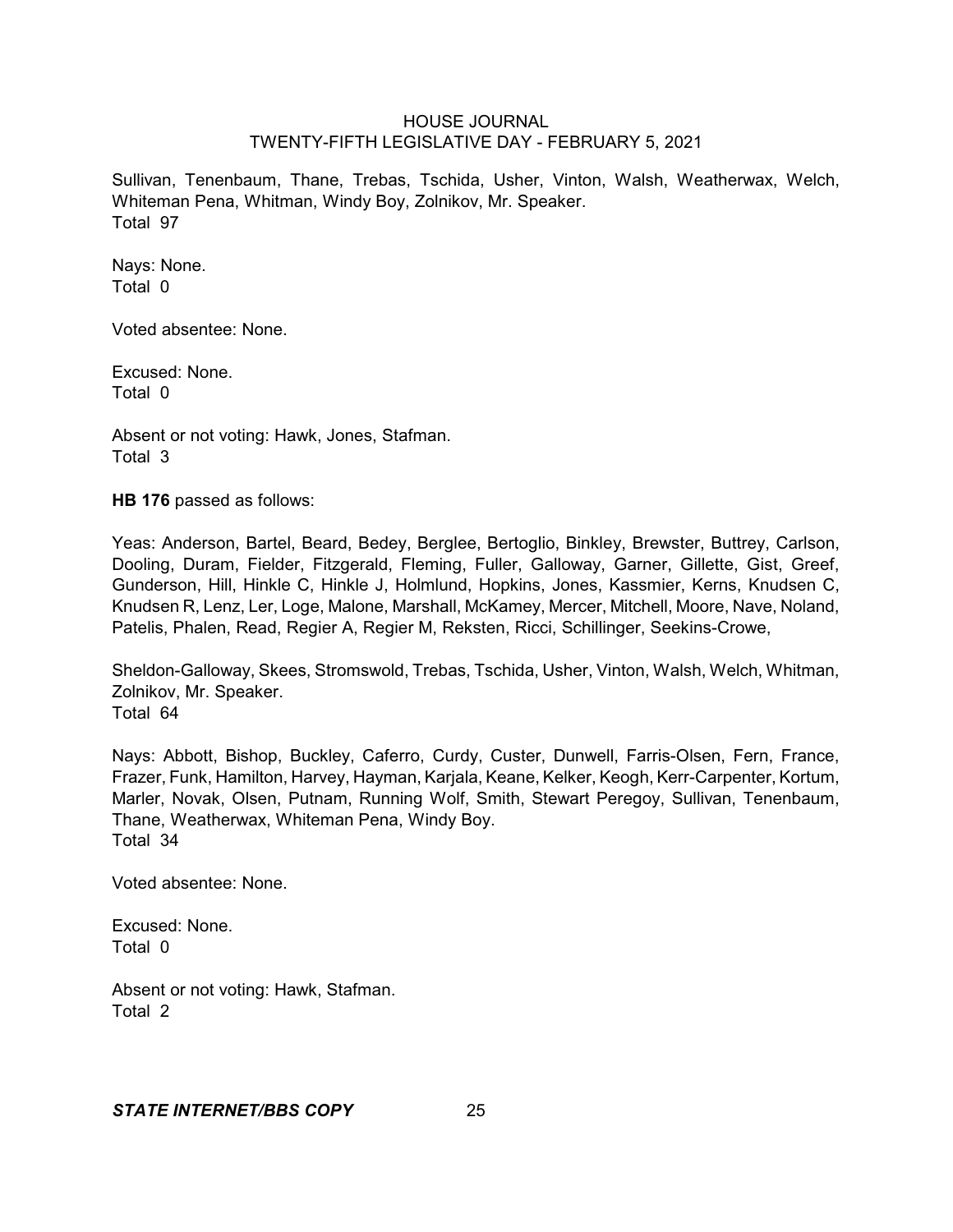Sullivan, Tenenbaum, Thane, Trebas, Tschida, Usher, Vinton, Walsh, Weatherwax, Welch, Whiteman Pena, Whitman, Windy Boy, Zolnikov, Mr. Speaker.
Total 97

Nays: None.
Total 0

Voted absentee: None.

Excused: None.
Total 0

Absent or not voting: Hawk, Jones, Stafman.
Total 3

**HB 176** passed as follows:

Yeas: Anderson, Bartel, Beard, Bedey, Berglee, Bertoglio, Binkley, Brewster, Buttrey, Carlson, Dooling, Duram, Fielder, Fitzgerald, Fleming, Fuller, Galloway, Garner, Gillette, Gist, Greef, Gunderson, Hill, Hinkle C, Hinkle J, Holmlund, Hopkins, Jones, Kassmier, Kerns, Knudsen C, Knudsen R, Lenz, Ler, Loge, Malone, Marshall, McKamey, Mercer, Mitchell, Moore, Nave, Noland, Patelis, Phalen, Read, Regier A, Regier M, Reksten, Ricci, Schillinger, Seekins-Crowe, Sheldon-Galloway, Skees, Stromswold, Trebas, Tschida, Usher, Vinton, Walsh, Welch, Whitman, Zolnikov, Mr. Speaker.
Total 64

Nays: Abbott, Bishop, Buckley, Caferro, Curdy, Custer, Dunwell, Farris-Olsen, Fern, France, Frazer, Funk, Hamilton, Harvey, Hayman, Karjala, Keane, Kelker, Keogh, Kerr-Carpenter, Kortum, Marler, Novak, Olsen, Putnam, Running Wolf, Smith, Stewart Peregoy, Sullivan, Tenenbaum, Thane, Weatherwax, Whiteman Pena, Windy Boy.
Total 34

Voted absentee: None.

Excused: None.
Total 0

Absent or not voting: Hawk, Stafman.
Total 2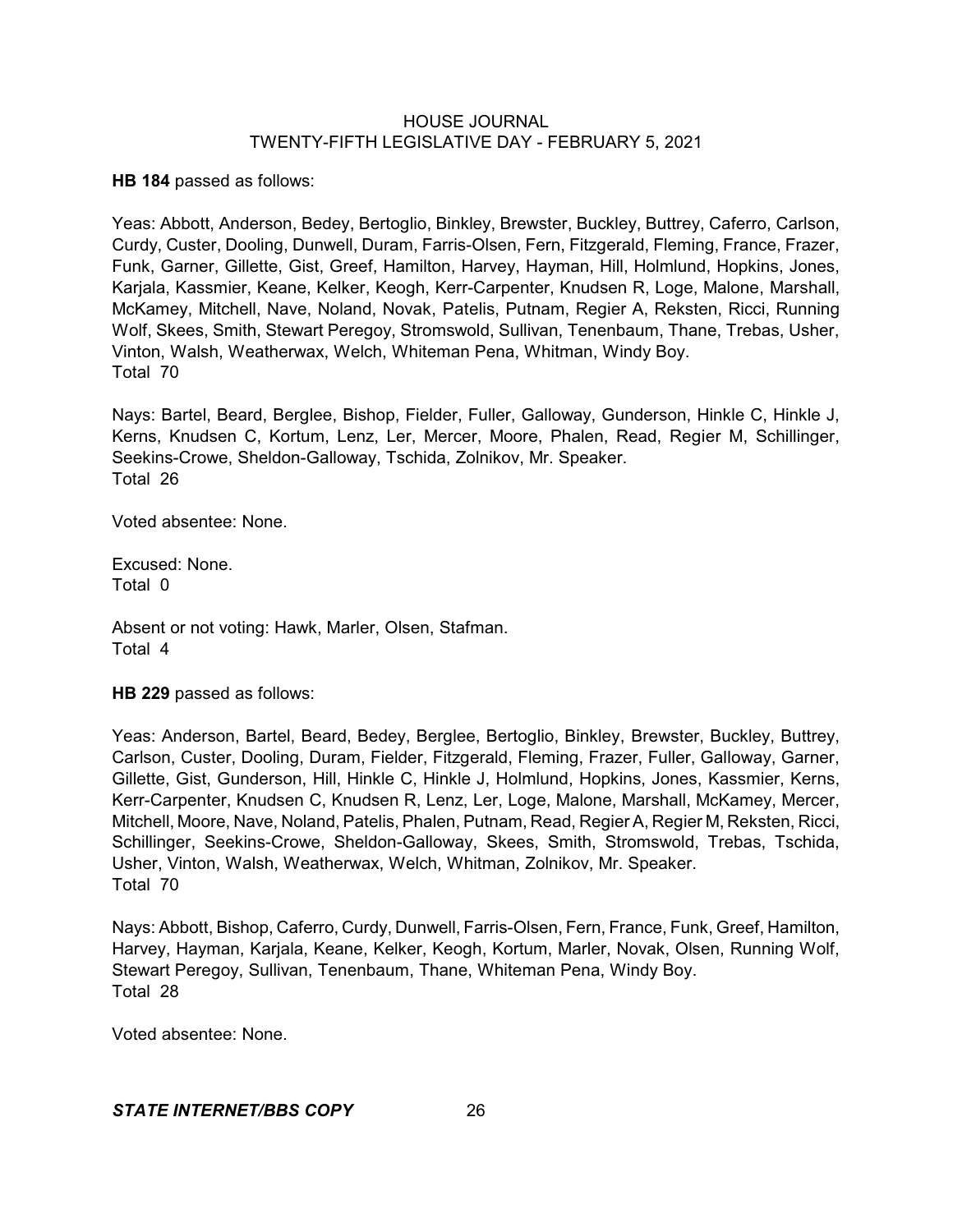**HB 184** passed as follows:

Yeas: Abbott, Anderson, Bedey, Bertoglio, Binkley, Brewster, Buckley, Buttrey, Caferro, Carlson, Curdy, Custer, Dooling, Dunwell, Duram, Farris-Olsen, Fern, Fitzgerald, Fleming, France, Frazer, Funk, Garner, Gillette, Gist, Greef, Hamilton, Harvey, Hayman, Hill, Holmlund, Hopkins, Jones, Karjala, Kassmier, Keane, Kelker, Keogh, Kerr-Carpenter, Knudsen R, Loge, Malone, Marshall, McKamey, Mitchell, Nave, Noland, Novak, Patelis, Putnam, Regier A, Reksten, Ricci, Running Wolf, Skees, Smith, Stewart Peregoy, Stromswold, Sullivan, Tenenbaum, Thane, Trebas, Usher, Vinton, Walsh, Weatherwax, Welch, Whiteman Pena, Whitman, Windy Boy.
Total 70

Nays: Bartel, Beard, Berglee, Bishop, Fielder, Fuller, Galloway, Gunderson, Hinkle C, Hinkle J, Kerns, Knudsen C, Kortum, Lenz, Ler, Mercer, Moore, Phalen, Read, Regier M, Schillinger, Seekins-Crowe, Sheldon-Galloway, Tschida, Zolnikov, Mr. Speaker.
Total 26

Voted absentee: None.

Excused: None.
Total 0

Absent or not voting: Hawk, Marler, Olsen, Stafman.
Total 4

**HB 229** passed as follows:

Yeas: Anderson, Bartel, Beard, Bedey, Berglee, Bertoglio, Binkley, Brewster, Buckley, Buttrey, Carlson, Custer, Dooling, Duram, Fielder, Fitzgerald, Fleming, Frazer, Fuller, Galloway, Garner, Gillette, Gist, Gunderson, Hill, Hinkle C, Hinkle J, Holmlund, Hopkins, Jones, Kassmier, Kerns, Kerr-Carpenter, Knudsen C, Knudsen R, Lenz, Ler, Loge, Malone, Marshall, McKamey, Mercer, Mitchell, Moore, Nave, Noland, Patelis, Phalen, Putnam, Read, Regier A, Regier M, Reksten, Ricci, Schillinger, Seekins-Crowe, Sheldon-Galloway, Skees, Smith, Stromswold, Trebas, Tschida, Usher, Vinton, Walsh, Weatherwax, Welch, Whitman, Zolnikov, Mr. Speaker.
Total 70

Nays: Abbott, Bishop, Caferro, Curdy, Dunwell, Farris-Olsen, Fern, France, Funk, Greef, Hamilton, Harvey, Hayman, Karjala, Keane, Kelker, Keogh, Kortum, Marler, Novak, Olsen, Running Wolf, Stewart Peregoy, Sullivan, Tenenbaum, Thane, Whiteman Pena, Windy Boy.
Total 28

Voted absentee: None.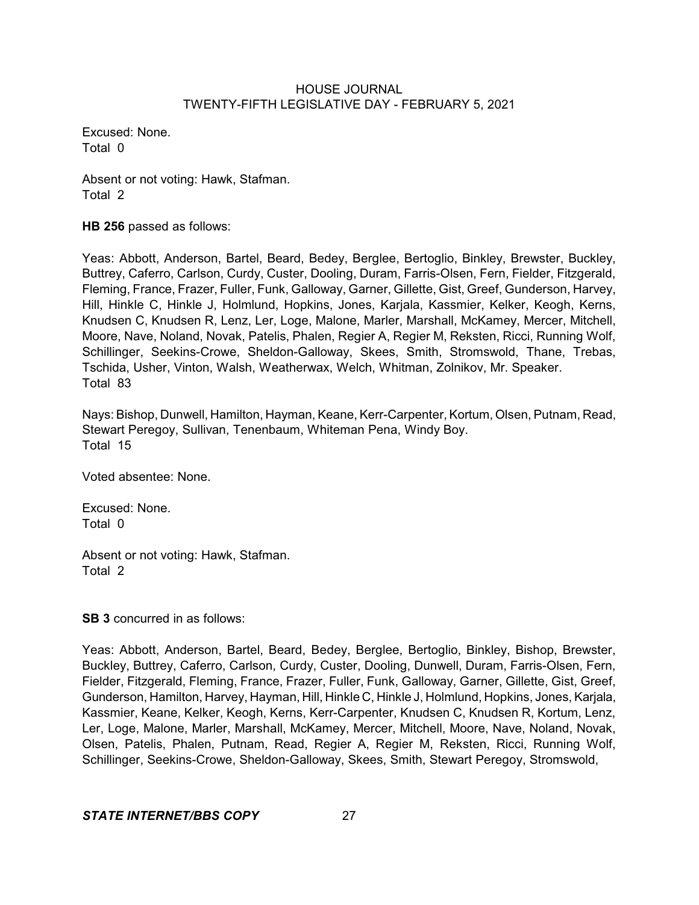Excused: None.
Total 0

Absent or not voting: Hawk, Stafman.
Total 2

**HB 256** passed as follows:

Yeas: Abbott, Anderson, Bartel, Beard, Bedey, Berglee, Bertoglio, Binkley, Brewster, Buckley, Buttrey, Caferro, Carlson, Curdy, Custer, Dooling, Duram, Farris-Olsen, Fern, Fielder, Fitzgerald, Fleming, France, Frazer, Fuller, Funk, Galloway, Garner, Gillette, Gist, Greef, Gunderson, Harvey, Hill, Hinkle C, Hinkle J, Holmlund, Hopkins, Jones, Karjala, Kassmier, Kelker, Keogh, Kerns, Knudsen C, Knudsen R, Lenz, Ler, Loge, Malone, Marler, Marshall, McKamey, Mercer, Mitchell, Moore, Nave, Noland, Novak, Patelis, Phalen, Regier A, Regier M, Reksten, Ricci, Running Wolf, Schillinger, Seekins-Crowe, Sheldon-Galloway, Skees, Smith, Stromswold, Thane, Trebas, Tschida, Usher, Vinton, Walsh, Weatherwax, Welch, Whitman, Zolnikov, Mr. Speaker.
Total 83

Nays: Bishop, Dunwell, Hamilton, Hayman, Keane, Kerr-Carpenter, Kortum, Olsen, Putnam, Read, Stewart Peregoy, Sullivan, Tenenbaum, Whiteman Pena, Windy Boy.
Total 15

Voted absentee: None.

Excused: None.
Total 0

Absent or not voting: Hawk, Stafman.
Total 2

**SB 3** concurred in as follows:

Yeas: Abbott, Anderson, Bartel, Beard, Bedey, Berglee, Bertoglio, Binkley, Bishop, Brewster, Buckley, Buttrey, Caferro, Carlson, Curdy, Custer, Dooling, Dunwell, Duram, Farris-Olsen, Fern, Fielder, Fitzgerald, Fleming, France, Frazer, Fuller, Funk, Galloway, Garner, Gillette, Gist, Greef, Gunderson, Hamilton, Harvey, Hayman, Hill, Hinkle C, Hinkle J, Holmlund, Hopkins, Jones, Karjala, Kassmier, Keane, Kelker, Keogh, Kerns, Kerr-Carpenter, Knudsen C, Knudsen R, Kortum, Lenz, Ler, Loge, Malone, Marler, Marshall, McKamey, Mercer, Mitchell, Moore, Nave, Noland, Novak, Olsen, Patelis, Phalen, Putnam, Read, Regier A, Regier M, Reksten, Ricci, Running Wolf, Schillinger, Seekins-Crowe, Sheldon-Galloway, Skees, Smith, Stewart Peregoy, Stromswold,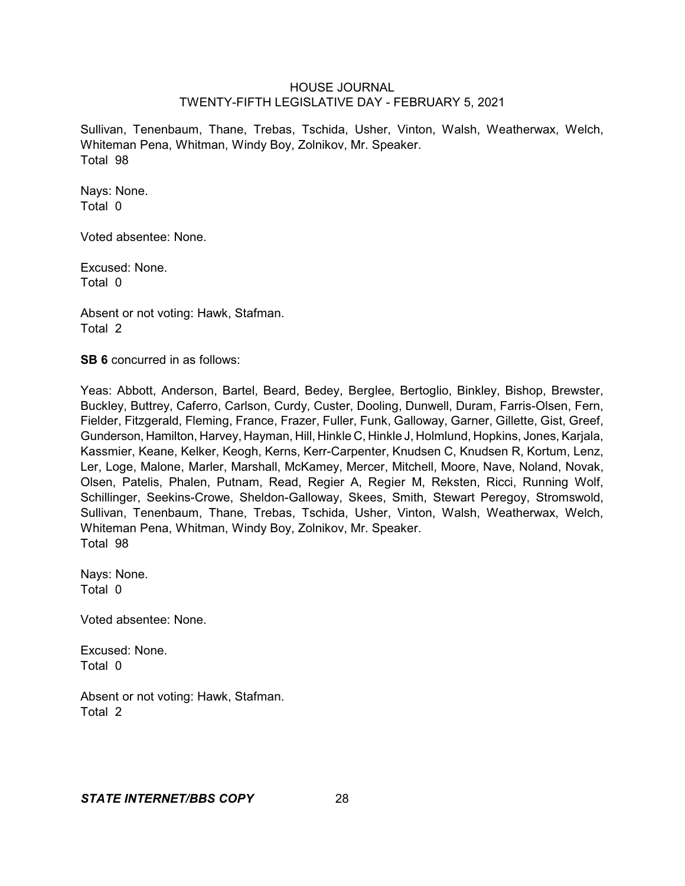Sullivan, Tenenbaum, Thane, Trebas, Tschida, Usher, Vinton, Walsh, Weatherwax, Welch, Whiteman Pena, Whitman, Windy Boy, Zolnikov, Mr. Speaker.
Total 98

Nays: None.
Total 0

Voted absentee: None.

Excused: None.
Total 0

Absent or not voting: Hawk, Stafman.
Total 2

**SB 6** concurred in as follows:

Yeas: Abbott, Anderson, Bartel, Beard, Bedey, Berglee, Bertoglio, Binkley, Bishop, Brewster, Buckley, Buttrey, Caferro, Carlson, Curdy, Custer, Dooling, Dunwell, Duram, Farris-Olsen, Fern, Fielder, Fitzgerald, Fleming, France, Frazer, Fuller, Funk, Galloway, Garner, Gillette, Gist, Greef, Gunderson, Hamilton, Harvey, Hayman, Hill, Hinkle C, Hinkle J, Holmlund, Hopkins, Jones, Karjala, Kassmier, Keane, Kelker, Keogh, Kerns, Kerr-Carpenter, Knudsen C, Knudsen R, Kortum, Lenz, Ler, Loge, Malone, Marler, Marshall, McKamey, Mercer, Mitchell, Moore, Nave, Noland, Novak, Olsen, Patelis, Phalen, Putnam, Read, Regier A, Regier M, Reksten, Ricci, Running Wolf, Schillinger, Seekins-Crowe, Sheldon-Galloway, Skees, Smith, Stewart Peregoy, Stromswold, Sullivan, Tenenbaum, Thane, Trebas, Tschida, Usher, Vinton, Walsh, Weatherwax, Welch, Whiteman Pena, Whitman, Windy Boy, Zolnikov, Mr. Speaker.
Total 98

Nays: None.
Total 0

Voted absentee: None.

Excused: None.
Total 0

Absent or not voting: Hawk, Stafman.
Total 2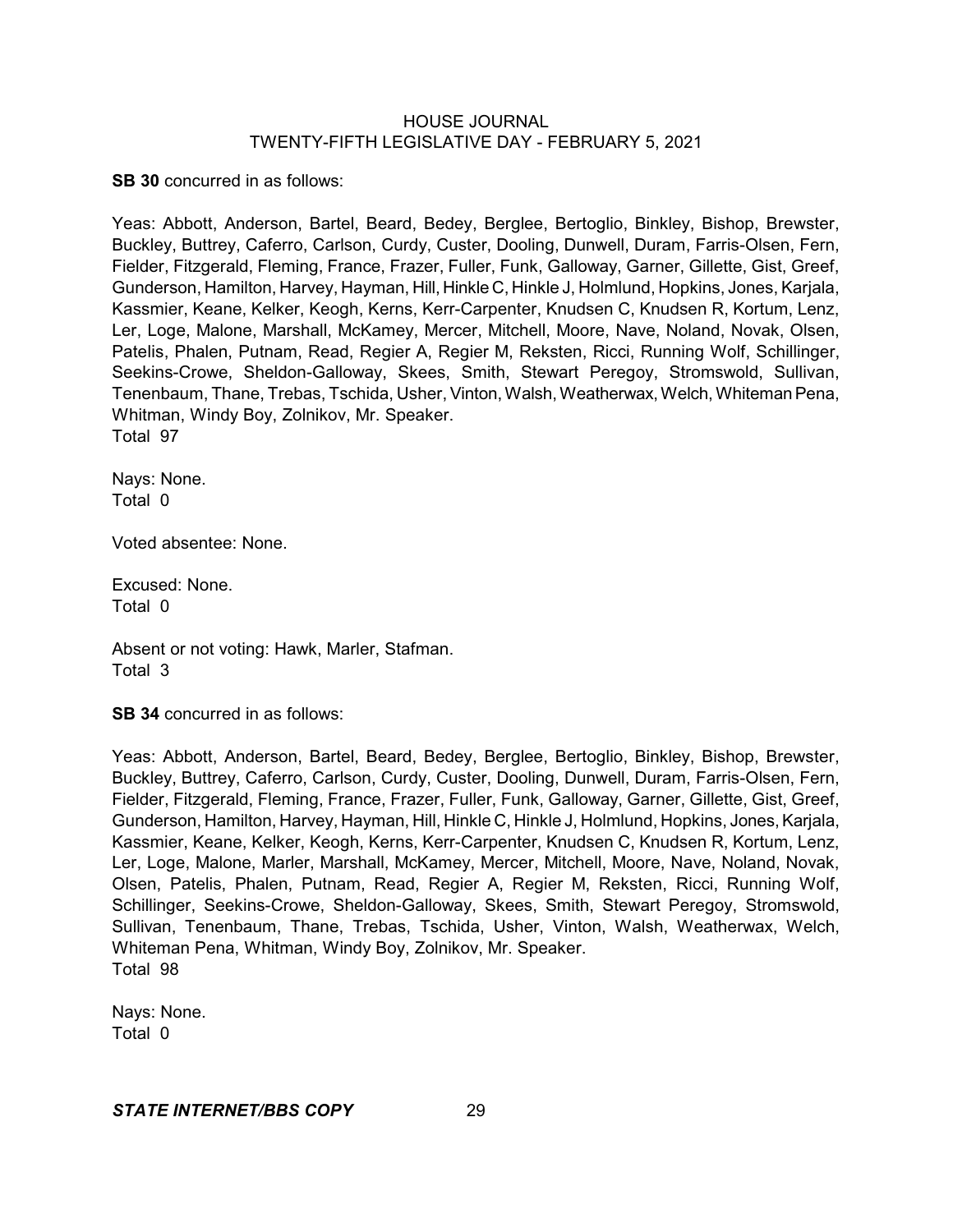**SB 30** concurred in as follows:

Yeas: Abbott, Anderson, Bartel, Beard, Bedey, Berglee, Bertoglio, Binkley, Bishop, Brewster, Buckley, Buttrey, Caferro, Carlson, Curdy, Custer, Dooling, Dunwell, Duram, Farris-Olsen, Fern, Fielder, Fitzgerald, Fleming, France, Frazer, Fuller, Funk, Galloway, Garner, Gillette, Gist, Greef, Gunderson, Hamilton, Harvey, Hayman, Hill, Hinkle C, Hinkle J, Holmlund, Hopkins, Jones, Karjala, Kassmier, Keane, Kelker, Keogh, Kerns, Kerr-Carpenter, Knudsen C, Knudsen R, Kortum, Lenz, Ler, Loge, Malone, Marshall, McKamey, Mercer, Mitchell, Moore, Nave, Noland, Novak, Olsen, Patelis, Phalen, Putnam, Read, Regier A, Regier M, Reksten, Ricci, Running Wolf, Schillinger, Seekins-Crowe, Sheldon-Galloway, Skees, Smith, Stewart Peregoy, Stromswold, Sullivan, Tenenbaum, Thane, Trebas, Tschida, Usher, Vinton, Walsh, Weatherwax, Welch, Whiteman Pena, Whitman, Windy Boy, Zolnikov, Mr. Speaker.
Total 97

Nays: None.
Total 0

Voted absentee: None.

Excused: None.
Total 0

Absent or not voting: Hawk, Marler, Stafman.
Total 3

**SB 34** concurred in as follows:

Yeas: Abbott, Anderson, Bartel, Beard, Bedey, Berglee, Bertoglio, Binkley, Bishop, Brewster, Buckley, Buttrey, Caferro, Carlson, Curdy, Custer, Dooling, Dunwell, Duram, Farris-Olsen, Fern, Fielder, Fitzgerald, Fleming, France, Frazer, Fuller, Funk, Galloway, Garner, Gillette, Gist, Greef, Gunderson, Hamilton, Harvey, Hayman, Hill, Hinkle C, Hinkle J, Holmlund, Hopkins, Jones, Karjala, Kassmier, Keane, Kelker, Keogh, Kerns, Kerr-Carpenter, Knudsen C, Knudsen R, Kortum, Lenz, Ler, Loge, Malone, Marler, Marshall, McKamey, Mercer, Mitchell, Moore, Nave, Noland, Novak, Olsen, Patelis, Phalen, Putnam, Read, Regier A, Regier M, Reksten, Ricci, Running Wolf, Schillinger, Seekins-Crowe, Sheldon-Galloway, Skees, Smith, Stewart Peregoy, Stromswold, Sullivan, Tenenbaum, Thane, Trebas, Tschida, Usher, Vinton, Walsh, Weatherwax, Welch, Whiteman Pena, Whitman, Windy Boy, Zolnikov, Mr. Speaker.
Total 98

Nays: None.
Total 0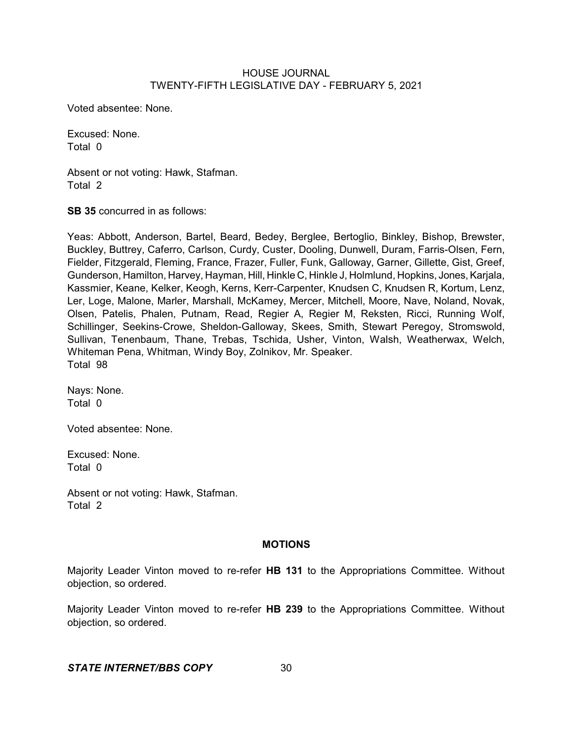Voted absentee: None.

Excused: None.
Total 0

Absent or not voting: Hawk, Stafman.
Total 2

**SB 35** concurred in as follows:

Yeas: Abbott, Anderson, Bartel, Beard, Bedey, Berglee, Bertoglio, Binkley, Bishop, Brewster, Buckley, Buttrey, Caferro, Carlson, Curdy, Custer, Dooling, Dunwell, Duram, Farris-Olsen, Fern, Fielder, Fitzgerald, Fleming, France, Frazer, Fuller, Funk, Galloway, Garner, Gillette, Gist, Greef, Gunderson, Hamilton, Harvey, Hayman, Hill, Hinkle C, Hinkle J, Holmlund, Hopkins, Jones, Karjala, Kassmier, Keane, Kelker, Keogh, Kerns, Kerr-Carpenter, Knudsen C, Knudsen R, Kortum, Lenz, Ler, Loge, Malone, Marler, Marshall, McKamey, Mercer, Mitchell, Moore, Nave, Noland, Novak, Olsen, Patelis, Phalen, Putnam, Read, Regier A, Regier M, Reksten, Ricci, Running Wolf, Schillinger, Seekins-Crowe, Sheldon-Galloway, Skees, Smith, Stewart Peregoy, Stromswold, Sullivan, Tenenbaum, Thane, Trebas, Tschida, Usher, Vinton, Walsh, Weatherwax, Welch, Whiteman Pena, Whitman, Windy Boy, Zolnikov, Mr. Speaker.
Total 98

Nays: None.
Total 0

Voted absentee: None.

Excused: None.
Total 0

Absent or not voting: Hawk, Stafman.
Total 2

## MOTIONS

Majority Leader Vinton moved to re-refer **HB 131** to the Appropriations Committee. Without objection, so ordered.

Majority Leader Vinton moved to re-refer **HB 239** to the Appropriations Committee. Without objection, so ordered.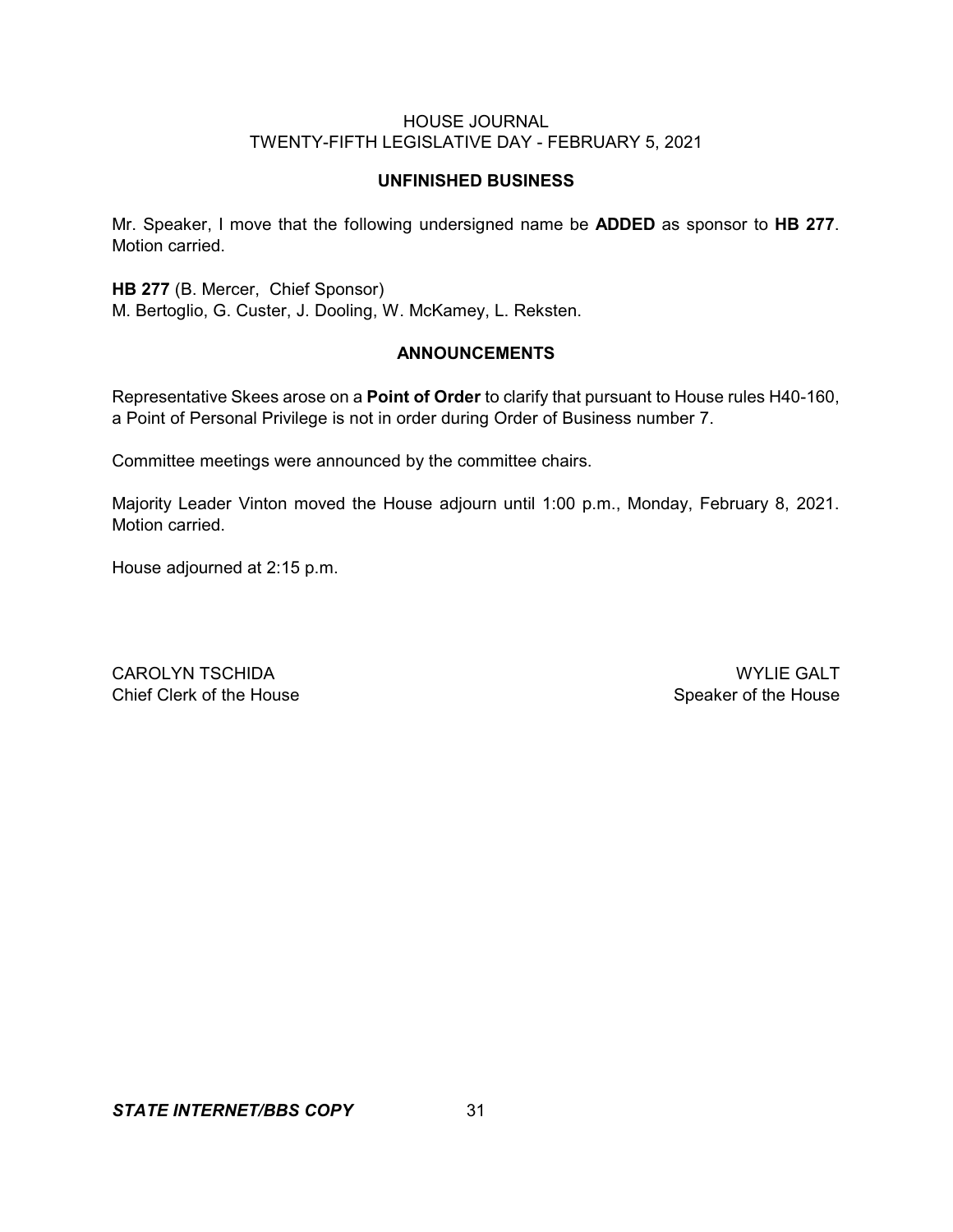## UNFINISHED BUSINESS

Mr. Speaker, I move that the following undersigned name be **ADDED** as sponsor to **HB 277**. Motion carried.

**HB 277** (B. Mercer, Chief Sponsor)
M. Bertoglio, G. Custer, J. Dooling, W. McKamey, L. Reksten.

## ANNOUNCEMENTS

Representative Skees arose on a **Point of Order** to clarify that pursuant to House rules H40-160, a Point of Personal Privilege is not in order during Order of Business number 7.

Committee meetings were announced by the committee chairs.

Majority Leader Vinton moved the House adjourn until 1:00 p.m., Monday, February 8, 2021. Motion carried.

House adjourned at 2:15 p.m.

CAROLYN TSCHIDA
Chief Clerk of the House

WYLIE GALT
Speaker of the House

***STATE INTERNET/BBS COPY***